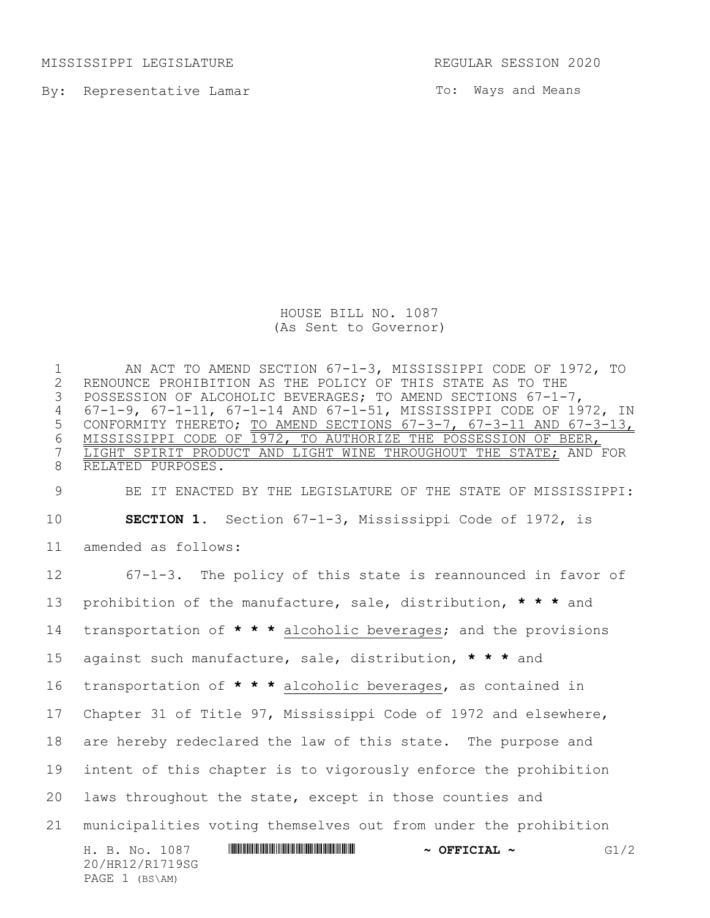MISSISSIPPI LEGISLATURE REGULAR SESSION 2020

By: Representative Lamar

To: Ways and Means

HOUSE BILL NO. 1087
(As Sent to Governor)

AN ACT TO AMEND SECTION 67-1-3, MISSISSIPPI CODE OF 1972, TO RENOUNCE PROHIBITION AS THE POLICY OF THIS STATE AS TO THE POSSESSION OF ALCOHOLIC BEVERAGES; TO AMEND SECTIONS 67-1-7, 67-1-9, 67-1-11, 67-1-14 AND 67-1-51, MISSISSIPPI CODE OF 1972, IN CONFORMITY THERETO; TO AMEND SECTIONS 67-3-7, 67-3-11 AND 67-3-13, MISSISSIPPI CODE OF 1972, TO AUTHORIZE THE POSSESSION OF BEER, LIGHT SPIRIT PRODUCT AND LIGHT WINE THROUGHOUT THE STATE; AND FOR RELATED PURPOSES.

BE IT ENACTED BY THE LEGISLATURE OF THE STATE OF MISSISSIPPI:

**SECTION 1.** Section 67-1-3, Mississippi Code of 1972, is amended as follows:

67-1-3. The policy of this state is reannounced in favor of prohibition of the manufacture, sale, distribution, *** and transportation of *** alcoholic beverages; and the provisions against such manufacture, sale, distribution, *** and transportation of *** alcoholic beverages, as contained in Chapter 31 of Title 97, Mississippi Code of 1972 and elsewhere, are hereby redeclared the law of this state. The purpose and intent of this chapter is to vigorously enforce the prohibition laws throughout the state, except in those counties and municipalities voting themselves out from under the prohibition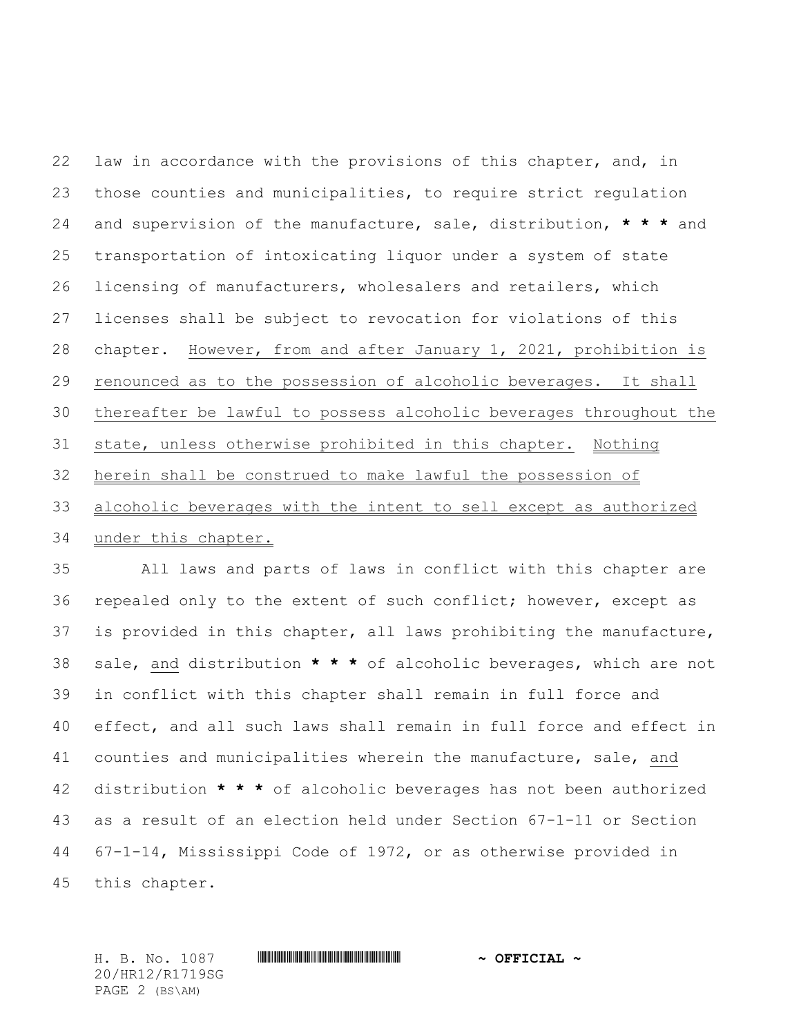law in accordance with the provisions of this chapter, and, in those counties and municipalities, to require strict regulation and supervision of the manufacture, sale, distribution, * * * and transportation of intoxicating liquor under a system of state licensing of manufacturers, wholesalers and retailers, which licenses shall be subject to revocation for violations of this chapter. However, from and after January 1, 2021, prohibition is renounced as to the possession of alcoholic beverages. It shall thereafter be lawful to possess alcoholic beverages throughout the state, unless otherwise prohibited in this chapter. Nothing herein shall be construed to make lawful the possession of alcoholic beverages with the intent to sell except as authorized under this chapter.

All laws and parts of laws in conflict with this chapter are repealed only to the extent of such conflict; however, except as is provided in this chapter, all laws prohibiting the manufacture, sale, and distribution * * * of alcoholic beverages, which are not in conflict with this chapter shall remain in full force and effect, and all such laws shall remain in full force and effect in counties and municipalities wherein the manufacture, sale, and distribution * * * of alcoholic beverages has not been authorized as a result of an election held under Section 67-1-11 or Section 67-1-14, Mississippi Code of 1972, or as otherwise provided in this chapter.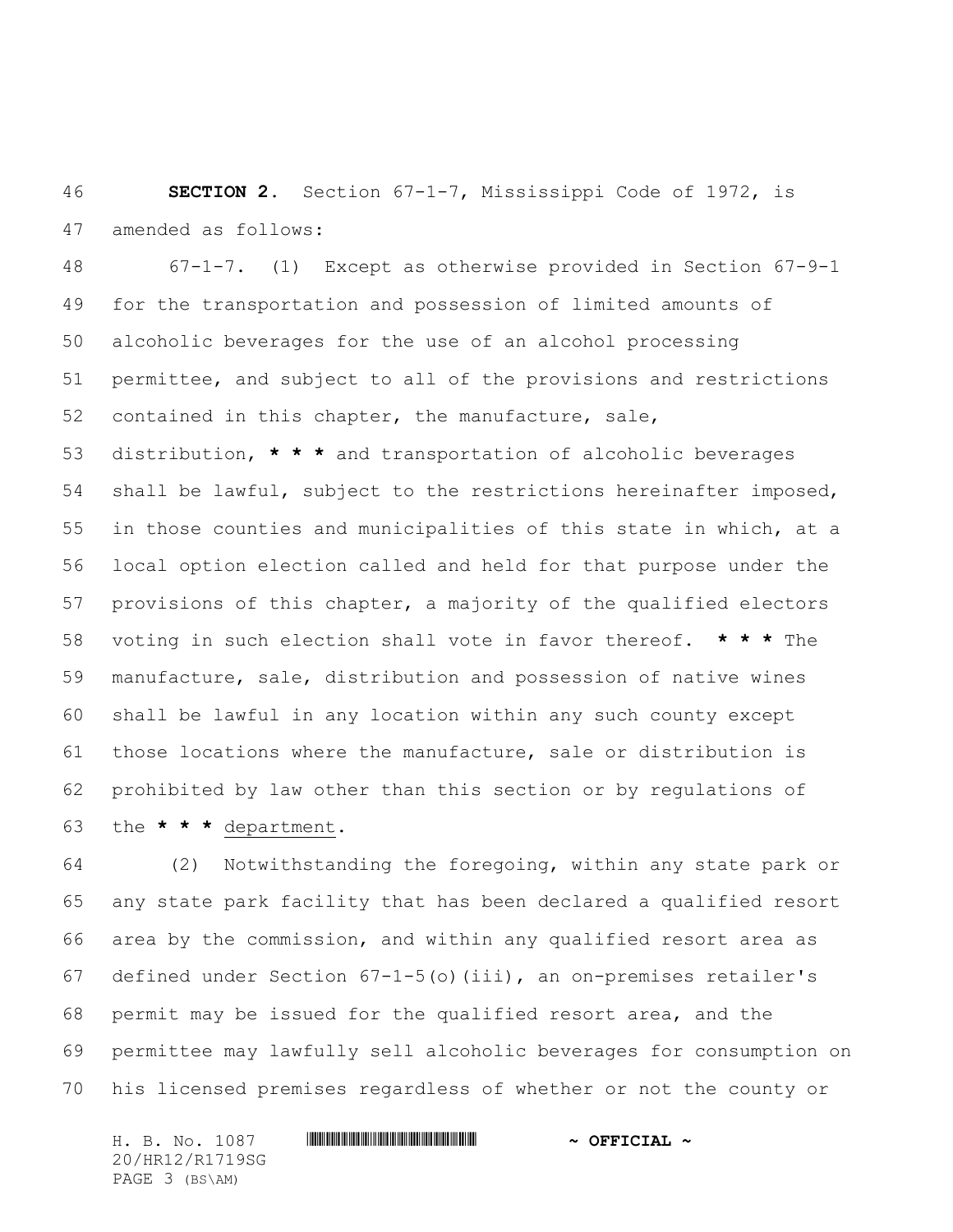**SECTION 2.** Section 67-1-7, Mississippi Code of 1972, is amended as follows:

67-1-7. (1) Except as otherwise provided in Section 67-9-1 for the transportation and possession of limited amounts of alcoholic beverages for the use of an alcohol processing permittee, and subject to all of the provisions and restrictions contained in this chapter, the manufacture, sale, distribution, **\* \* \*** and transportation of alcoholic beverages shall be lawful, subject to the restrictions hereinafter imposed, in those counties and municipalities of this state in which, at a local option election called and held for that purpose under the provisions of this chapter, a majority of the qualified electors voting in such election shall vote in favor thereof. **\* \* \*** The manufacture, sale, distribution and possession of native wines shall be lawful in any location within any such county except those locations where the manufacture, sale or distribution is prohibited by law other than this section or by regulations of the **\* \* \*** <u>department</u>.

(2) Notwithstanding the foregoing, within any state park or any state park facility that has been declared a qualified resort area by the commission, and within any qualified resort area as defined under Section 67-1-5(o)(iii), an on-premises retailer's permit may be issued for the qualified resort area, and the permittee may lawfully sell alcoholic beverages for consumption on his licensed premises regardless of whether or not the county or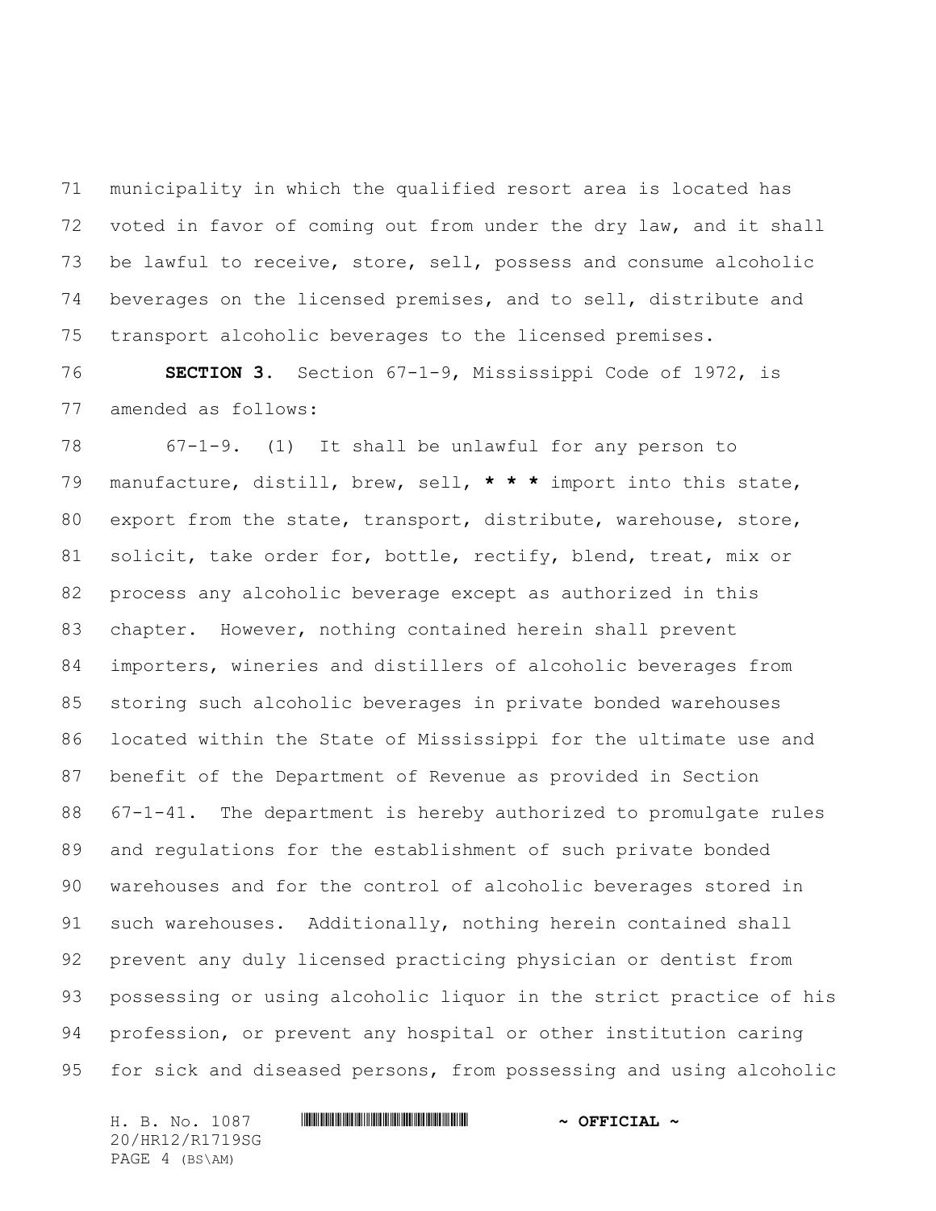municipality in which the qualified resort area is located has voted in favor of coming out from under the dry law, and it shall be lawful to receive, store, sell, possess and consume alcoholic beverages on the licensed premises, and to sell, distribute and transport alcoholic beverages to the licensed premises.

**SECTION 3.** Section 67-1-9, Mississippi Code of 1972, is amended as follows:

67-1-9. (1) It shall be unlawful for any person to manufacture, distill, brew, sell, *** import into this state, export from the state, transport, distribute, warehouse, store, solicit, take order for, bottle, rectify, blend, treat, mix or process any alcoholic beverage except as authorized in this chapter. However, nothing contained herein shall prevent importers, wineries and distillers of alcoholic beverages from storing such alcoholic beverages in private bonded warehouses located within the State of Mississippi for the ultimate use and benefit of the Department of Revenue as provided in Section 67-1-41. The department is hereby authorized to promulgate rules and regulations for the establishment of such private bonded warehouses and for the control of alcoholic beverages stored in such warehouses. Additionally, nothing herein contained shall prevent any duly licensed practicing physician or dentist from possessing or using alcoholic liquor in the strict practice of his profession, or prevent any hospital or other institution caring for sick and diseased persons, from possessing and using alcoholic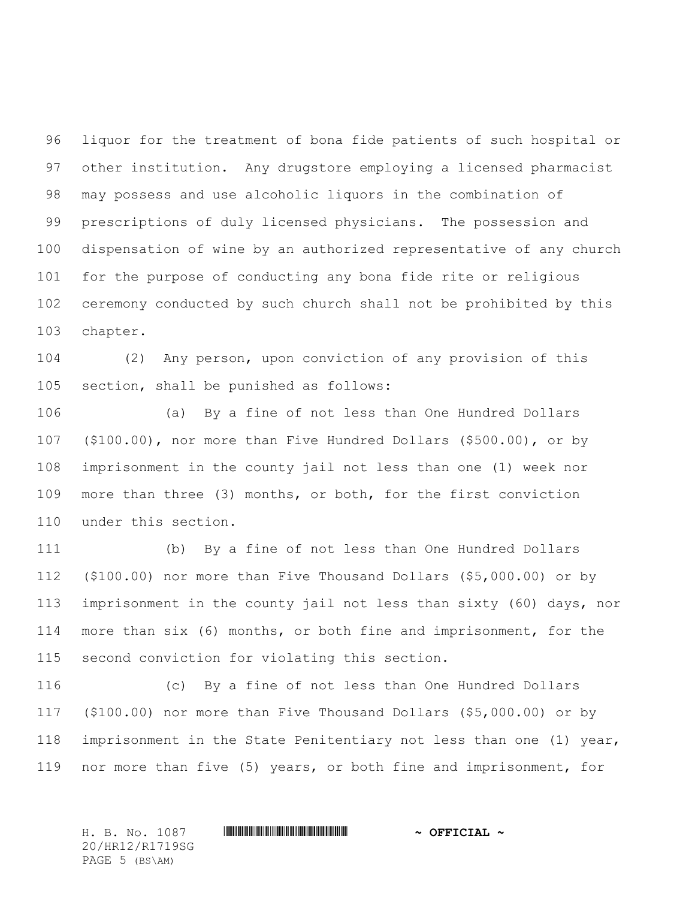liquor for the treatment of bona fide patients of such hospital or other institution. Any drugstore employing a licensed pharmacist may possess and use alcoholic liquors in the combination of prescriptions of duly licensed physicians. The possession and dispensation of wine by an authorized representative of any church for the purpose of conducting any bona fide rite or religious ceremony conducted by such church shall not be prohibited by this chapter.

(2) Any person, upon conviction of any provision of this section, shall be punished as follows:

(a) By a fine of not less than One Hundred Dollars ($100.00), nor more than Five Hundred Dollars ($500.00), or by imprisonment in the county jail not less than one (1) week nor more than three (3) months, or both, for the first conviction under this section.

(b) By a fine of not less than One Hundred Dollars ($100.00) nor more than Five Thousand Dollars ($5,000.00) or by imprisonment in the county jail not less than sixty (60) days, nor more than six (6) months, or both fine and imprisonment, for the second conviction for violating this section.

(c) By a fine of not less than One Hundred Dollars ($100.00) nor more than Five Thousand Dollars ($5,000.00) or by imprisonment in the State Penitentiary not less than one (1) year, nor more than five (5) years, or both fine and imprisonment, for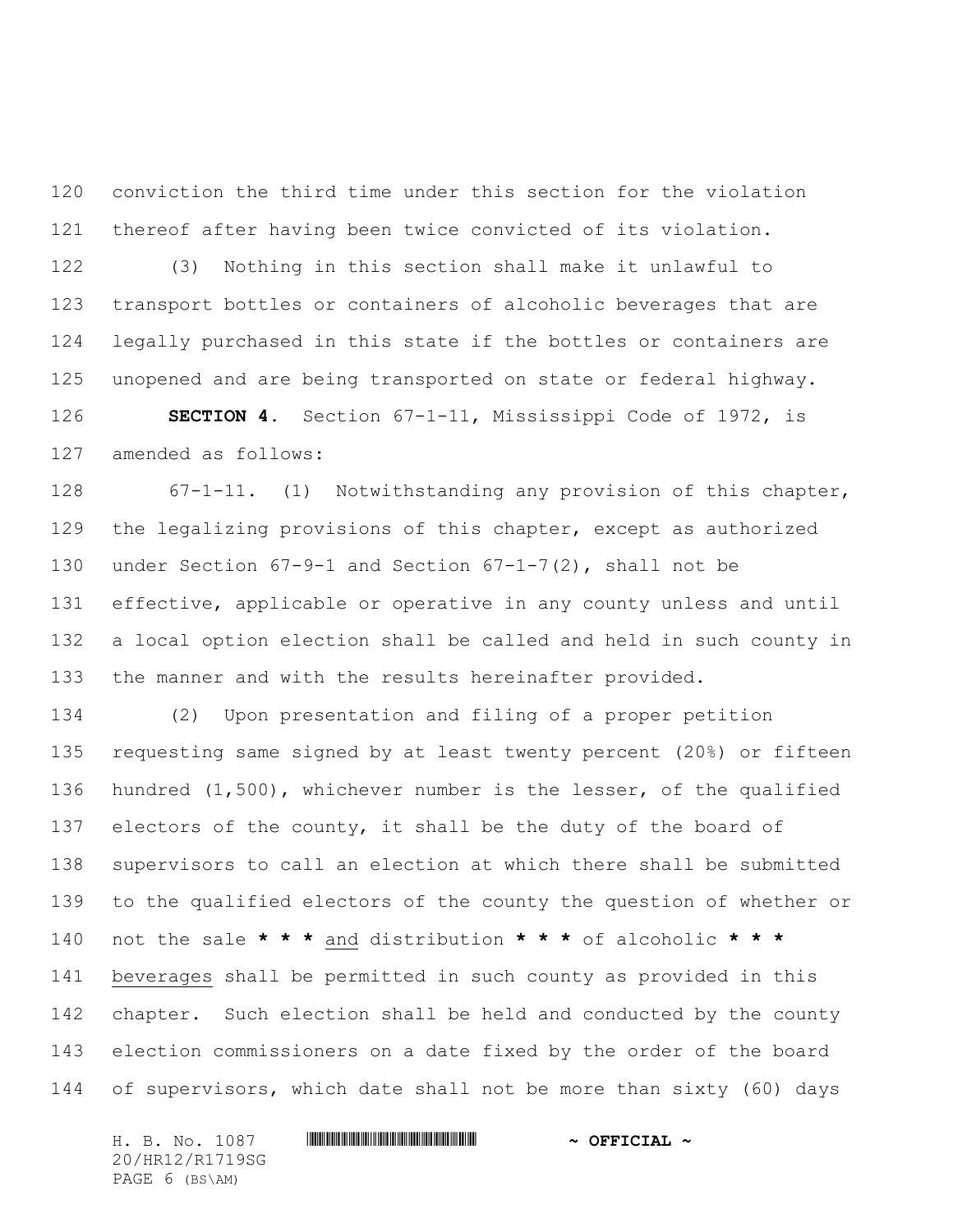conviction the third time under this section for the violation thereof after having been twice convicted of its violation.

(3) Nothing in this section shall make it unlawful to transport bottles or containers of alcoholic beverages that are legally purchased in this state if the bottles or containers are unopened and are being transported on state or federal highway.

**SECTION 4.** Section 67-1-11, Mississippi Code of 1972, is amended as follows:

67-1-11. (1) Notwithstanding any provision of this chapter, the legalizing provisions of this chapter, except as authorized under Section 67-9-1 and Section 67-1-7(2), shall not be effective, applicable or operative in any county unless and until a local option election shall be called and held in such county in the manner and with the results hereinafter provided.

(2) Upon presentation and filing of a proper petition requesting same signed by at least twenty percent (20%) or fifteen hundred (1,500), whichever number is the lesser, of the qualified electors of the county, it shall be the duty of the board of supervisors to call an election at which there shall be submitted to the qualified electors of the county the question of whether or not the sale *** and distribution *** of alcoholic *** beverages shall be permitted in such county as provided in this chapter. Such election shall be held and conducted by the county election commissioners on a date fixed by the order of the board of supervisors, which date shall not be more than sixty (60) days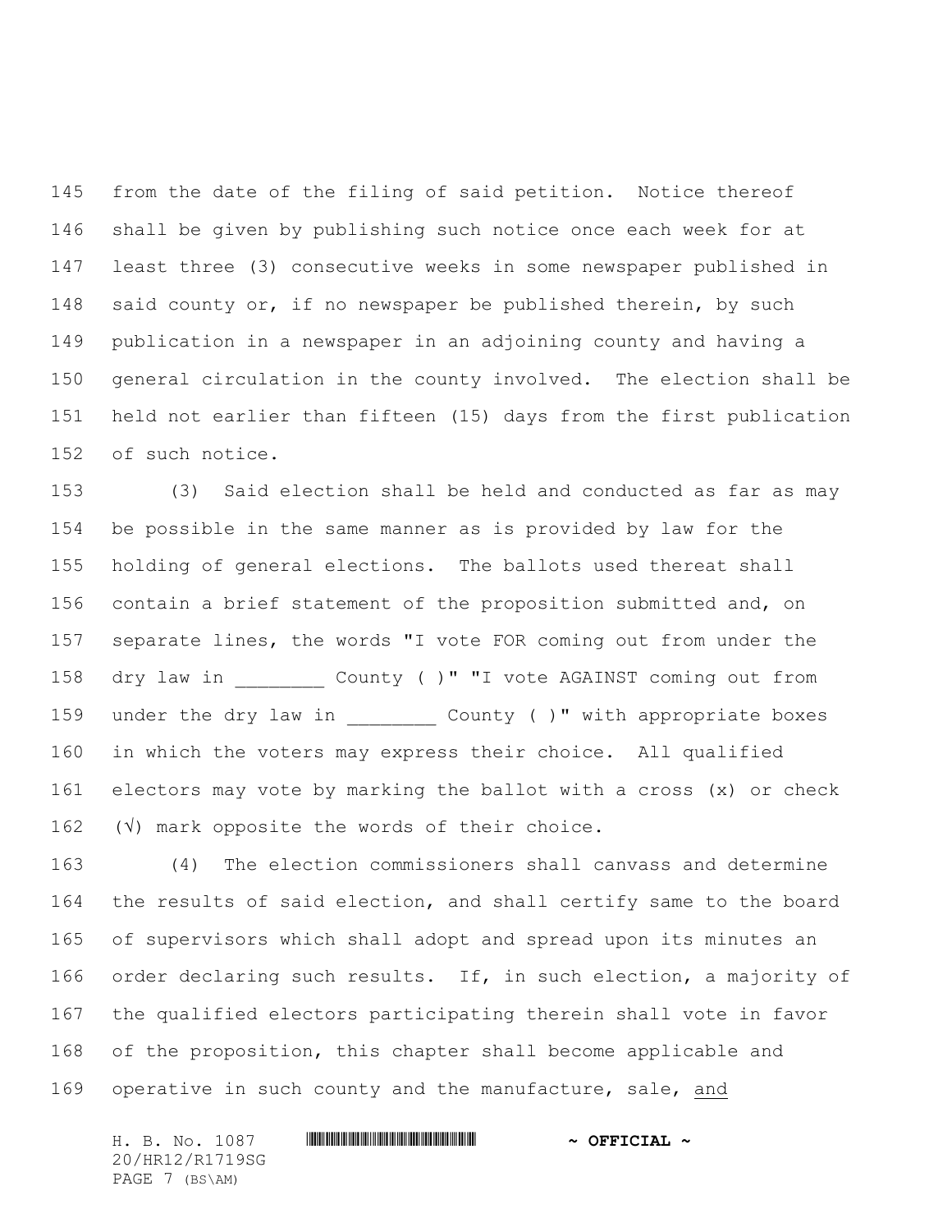from the date of the filing of said petition. Notice thereof shall be given by publishing such notice once each week for at least three (3) consecutive weeks in some newspaper published in said county or, if no newspaper be published therein, by such publication in a newspaper in an adjoining county and having a general circulation in the county involved. The election shall be held not earlier than fifteen (15) days from the first publication of such notice.

(3) Said election shall be held and conducted as far as may be possible in the same manner as is provided by law for the holding of general elections. The ballots used thereat shall contain a brief statement of the proposition submitted and, on separate lines, the words "I vote FOR coming out from under the dry law in ________ County ( )" "I vote AGAINST coming out from under the dry law in ________ County ( )" with appropriate boxes in which the voters may express their choice. All qualified electors may vote by marking the ballot with a cross (x) or check (√) mark opposite the words of their choice.

(4) The election commissioners shall canvass and determine the results of said election, and shall certify same to the board of supervisors which shall adopt and spread upon its minutes an order declaring such results. If, in such election, a majority of the qualified electors participating therein shall vote in favor of the proposition, this chapter shall become applicable and operative in such county and the manufacture, sale, <u>and</u>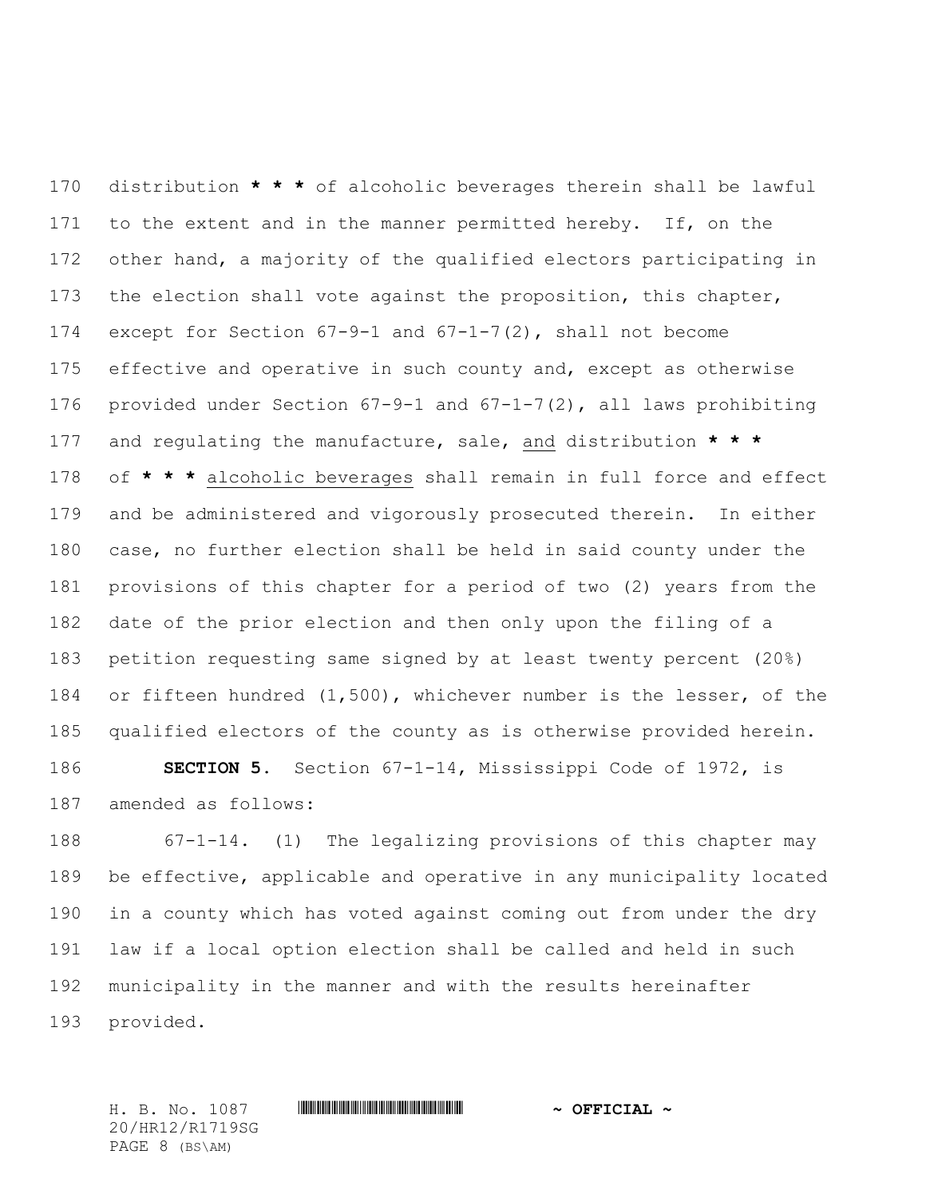distribution * * * of alcoholic beverages therein shall be lawful to the extent and in the manner permitted hereby. If, on the other hand, a majority of the qualified electors participating in the election shall vote against the proposition, this chapter, except for Section 67-9-1 and 67-1-7(2), shall not become effective and operative in such county and, except as otherwise provided under Section 67-9-1 and 67-1-7(2), all laws prohibiting and regulating the manufacture, sale, and distribution * * * of * * * alcoholic beverages shall remain in full force and effect and be administered and vigorously prosecuted therein. In either case, no further election shall be held in said county under the provisions of this chapter for a period of two (2) years from the date of the prior election and then only upon the filing of a petition requesting same signed by at least twenty percent (20%) or fifteen hundred (1,500), whichever number is the lesser, of the qualified electors of the county as is otherwise provided herein.

**SECTION 5.** Section 67-1-14, Mississippi Code of 1972, is amended as follows:

67-1-14. (1) The legalizing provisions of this chapter may be effective, applicable and operative in any municipality located in a county which has voted against coming out from under the dry law if a local option election shall be called and held in such municipality in the manner and with the results hereinafter provided.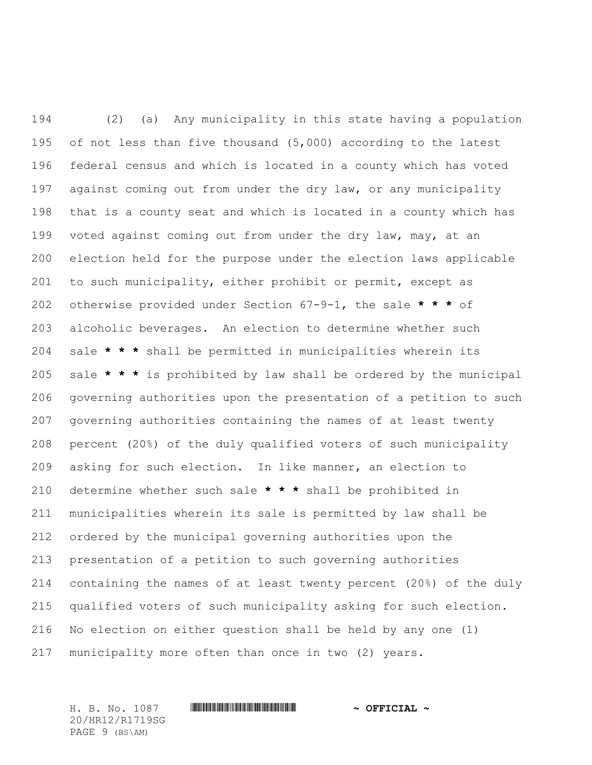(2) (a) Any municipality in this state having a population of not less than five thousand (5,000) according to the latest federal census and which is located in a county which has voted against coming out from under the dry law, or any municipality that is a county seat and which is located in a county which has voted against coming out from under the dry law, may, at an election held for the purpose under the election laws applicable to such municipality, either prohibit or permit, except as otherwise provided under Section 67-9-1, the sale **\* \* \*** of alcoholic beverages. An election to determine whether such sale **\* \* \*** shall be permitted in municipalities wherein its sale **\* \* \*** is prohibited by law shall be ordered by the municipal governing authorities upon the presentation of a petition to such governing authorities containing the names of at least twenty percent (20%) of the duly qualified voters of such municipality asking for such election. In like manner, an election to determine whether such sale **\* \* \*** shall be prohibited in municipalities wherein its sale is permitted by law shall be ordered by the municipal governing authorities upon the presentation of a petition to such governing authorities containing the names of at least twenty percent (20%) of the duly qualified voters of such municipality asking for such election. No election on either question shall be held by any one (1) municipality more often than once in two (2) years.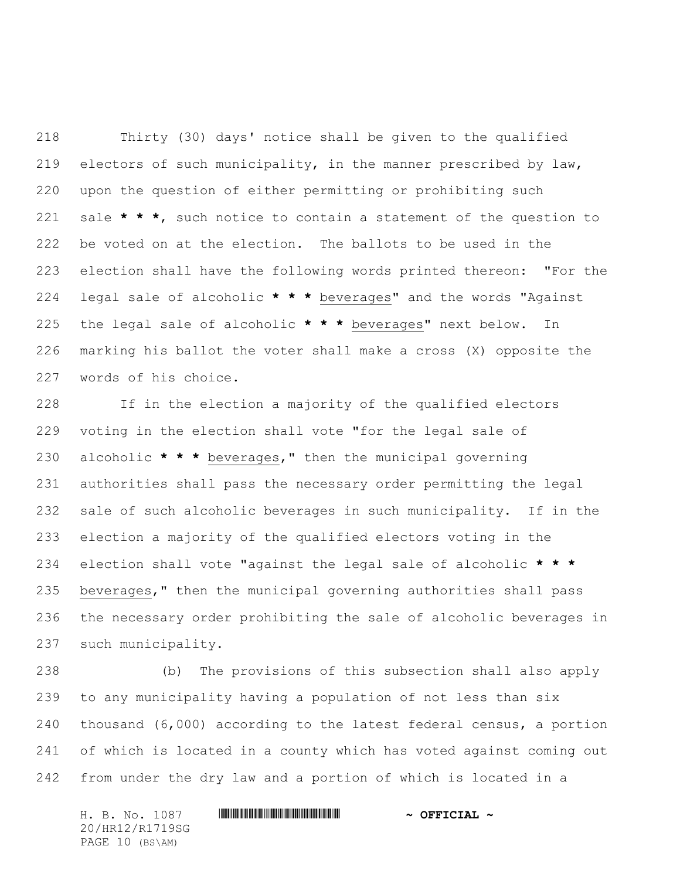Thirty (30) days' notice shall be given to the qualified electors of such municipality, in the manner prescribed by law, upon the question of either permitting or prohibiting such sale *** * ***, such notice to contain a statement of the question to be voted on at the election. The ballots to be used in the election shall have the following words printed thereon: "For the legal sale of alcoholic *** * *** <u>beverages</u>" and the words "Against the legal sale of alcoholic *** * *** <u>beverages</u>" next below. In marking his ballot the voter shall make a cross (X) opposite the words of his choice.

If in the election a majority of the qualified electors voting in the election shall vote "for the legal sale of alcoholic *** * *** <u>beverages</u>," then the municipal governing authorities shall pass the necessary order permitting the legal sale of such alcoholic beverages in such municipality. If in the election a majority of the qualified electors voting in the election shall vote "against the legal sale of alcoholic *** * *** <u>beverages</u>," then the municipal governing authorities shall pass the necessary order prohibiting the sale of alcoholic beverages in such municipality.

(b) The provisions of this subsection shall also apply to any municipality having a population of not less than six thousand (6,000) according to the latest federal census, a portion of which is located in a county which has voted against coming out from under the dry law and a portion of which is located in a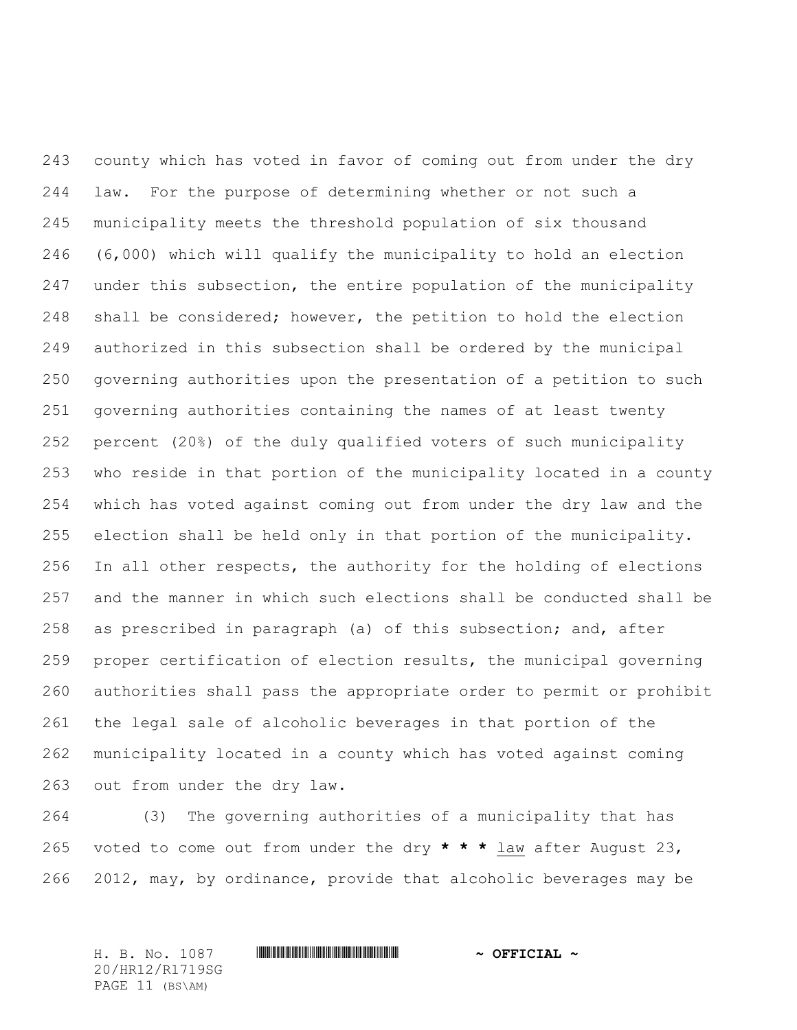county which has voted in favor of coming out from under the dry law. For the purpose of determining whether or not such a municipality meets the threshold population of six thousand (6,000) which will qualify the municipality to hold an election under this subsection, the entire population of the municipality shall be considered; however, the petition to hold the election authorized in this subsection shall be ordered by the municipal governing authorities upon the presentation of a petition to such governing authorities containing the names of at least twenty percent (20%) of the duly qualified voters of such municipality who reside in that portion of the municipality located in a county which has voted against coming out from under the dry law and the election shall be held only in that portion of the municipality. In all other respects, the authority for the holding of elections and the manner in which such elections shall be conducted shall be as prescribed in paragraph (a) of this subsection; and, after proper certification of election results, the municipal governing authorities shall pass the appropriate order to permit or prohibit the legal sale of alcoholic beverages in that portion of the municipality located in a county which has voted against coming out from under the dry law.

(3) The governing authorities of a municipality that has voted to come out from under the dry **\* \* \*** law after August 23, 2012, may, by ordinance, provide that alcoholic beverages may be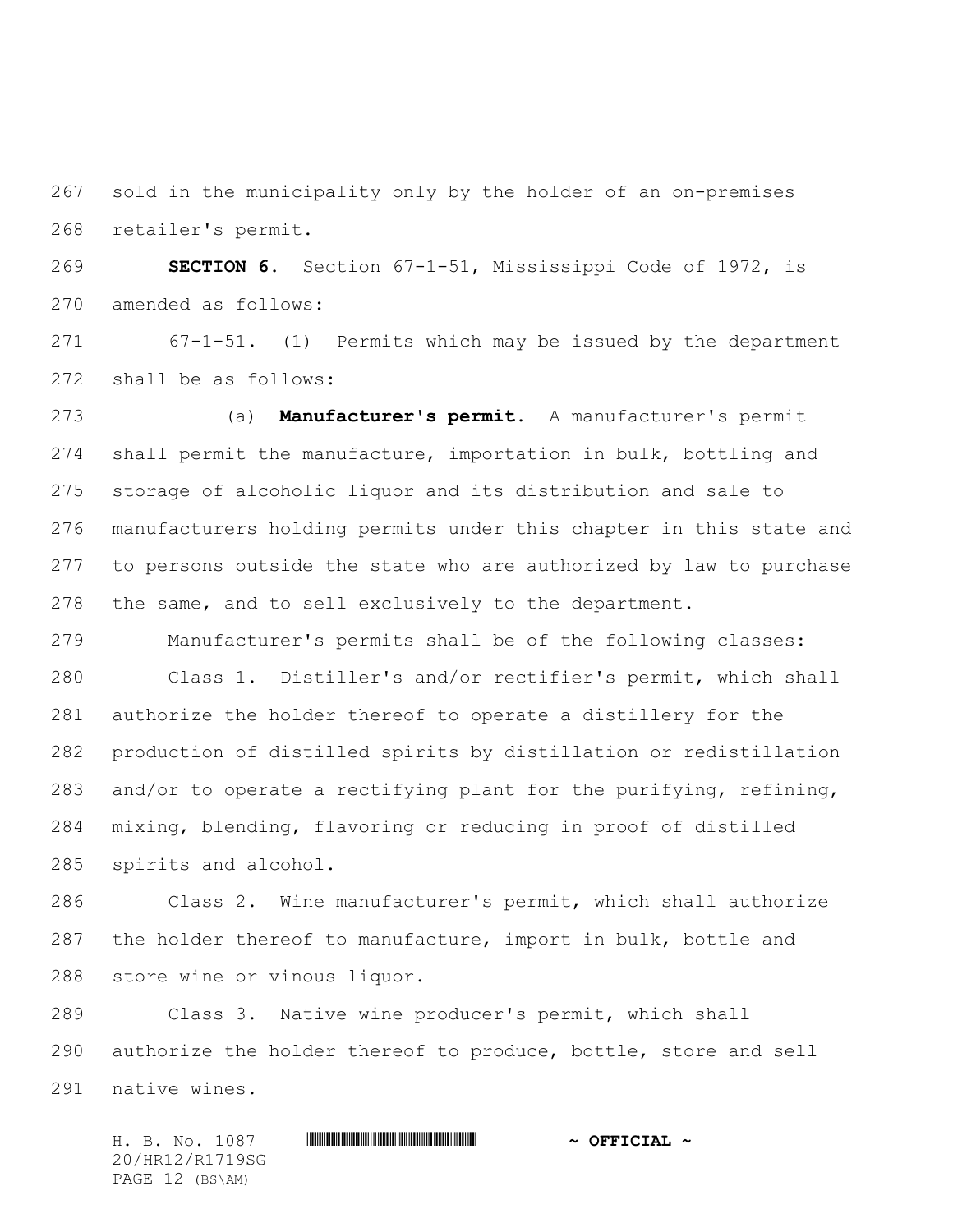sold in the municipality only by the holder of an on-premises retailer's permit.

**SECTION 6.** Section 67-1-51, Mississippi Code of 1972, is amended as follows:

67-1-51. (1) Permits which may be issued by the department shall be as follows:

(a) **Manufacturer's permit.** A manufacturer's permit shall permit the manufacture, importation in bulk, bottling and storage of alcoholic liquor and its distribution and sale to manufacturers holding permits under this chapter in this state and to persons outside the state who are authorized by law to purchase the same, and to sell exclusively to the department.

Manufacturer's permits shall be of the following classes:

Class 1. Distiller's and/or rectifier's permit, which shall authorize the holder thereof to operate a distillery for the production of distilled spirits by distillation or redistillation and/or to operate a rectifying plant for the purifying, refining, mixing, blending, flavoring or reducing in proof of distilled spirits and alcohol.

Class 2. Wine manufacturer's permit, which shall authorize the holder thereof to manufacture, import in bulk, bottle and store wine or vinous liquor.

Class 3. Native wine producer's permit, which shall authorize the holder thereof to produce, bottle, store and sell native wines.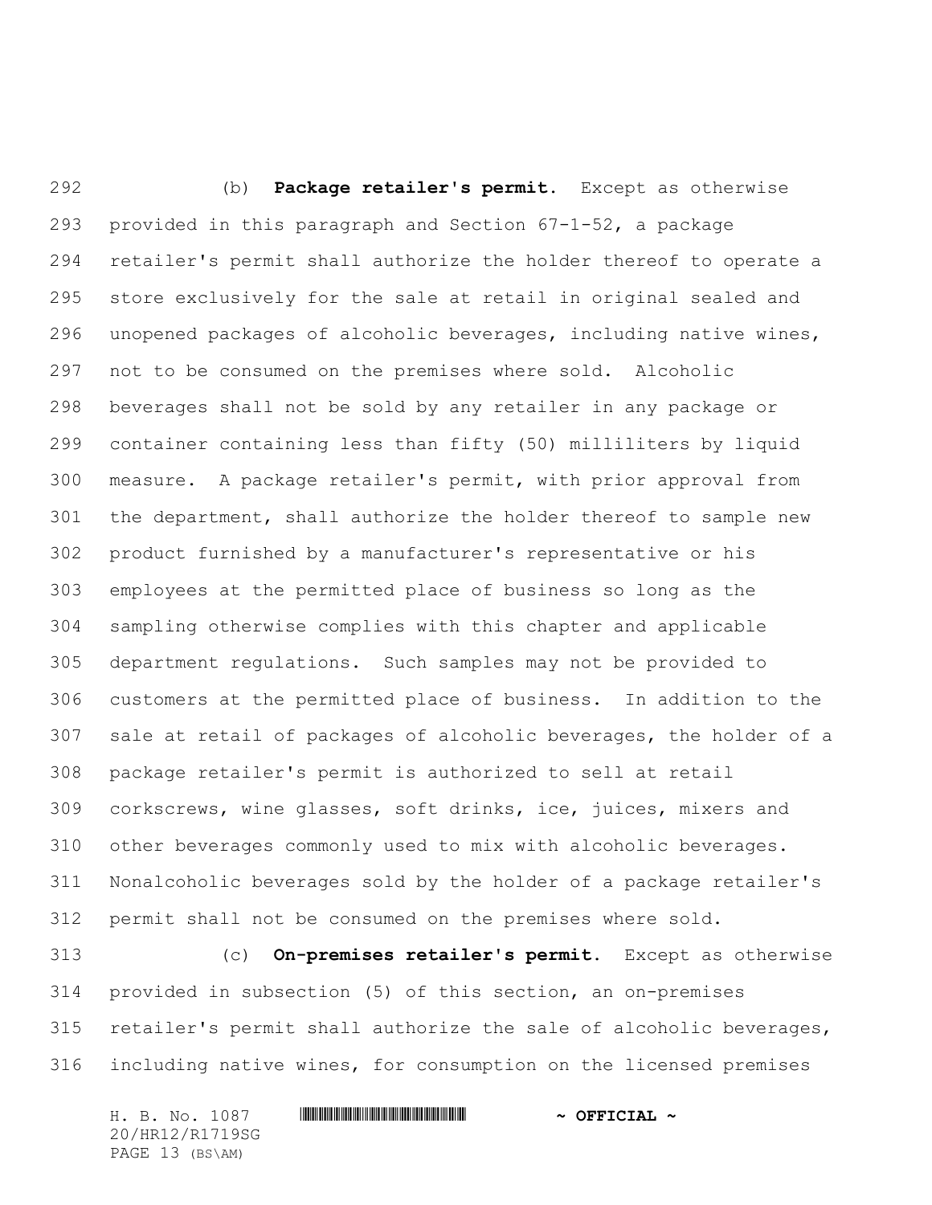(b) **Package retailer's permit.** Except as otherwise provided in this paragraph and Section 67-1-52, a package retailer's permit shall authorize the holder thereof to operate a store exclusively for the sale at retail in original sealed and unopened packages of alcoholic beverages, including native wines, not to be consumed on the premises where sold. Alcoholic beverages shall not be sold by any retailer in any package or container containing less than fifty (50) milliliters by liquid measure. A package retailer's permit, with prior approval from the department, shall authorize the holder thereof to sample new product furnished by a manufacturer's representative or his employees at the permitted place of business so long as the sampling otherwise complies with this chapter and applicable department regulations. Such samples may not be provided to customers at the permitted place of business. In addition to the sale at retail of packages of alcoholic beverages, the holder of a package retailer's permit is authorized to sell at retail corkscrews, wine glasses, soft drinks, ice, juices, mixers and other beverages commonly used to mix with alcoholic beverages. Nonalcoholic beverages sold by the holder of a package retailer's permit shall not be consumed on the premises where sold.

(c) **On-premises retailer's permit.** Except as otherwise provided in subsection (5) of this section, an on-premises retailer's permit shall authorize the sale of alcoholic beverages, including native wines, for consumption on the licensed premises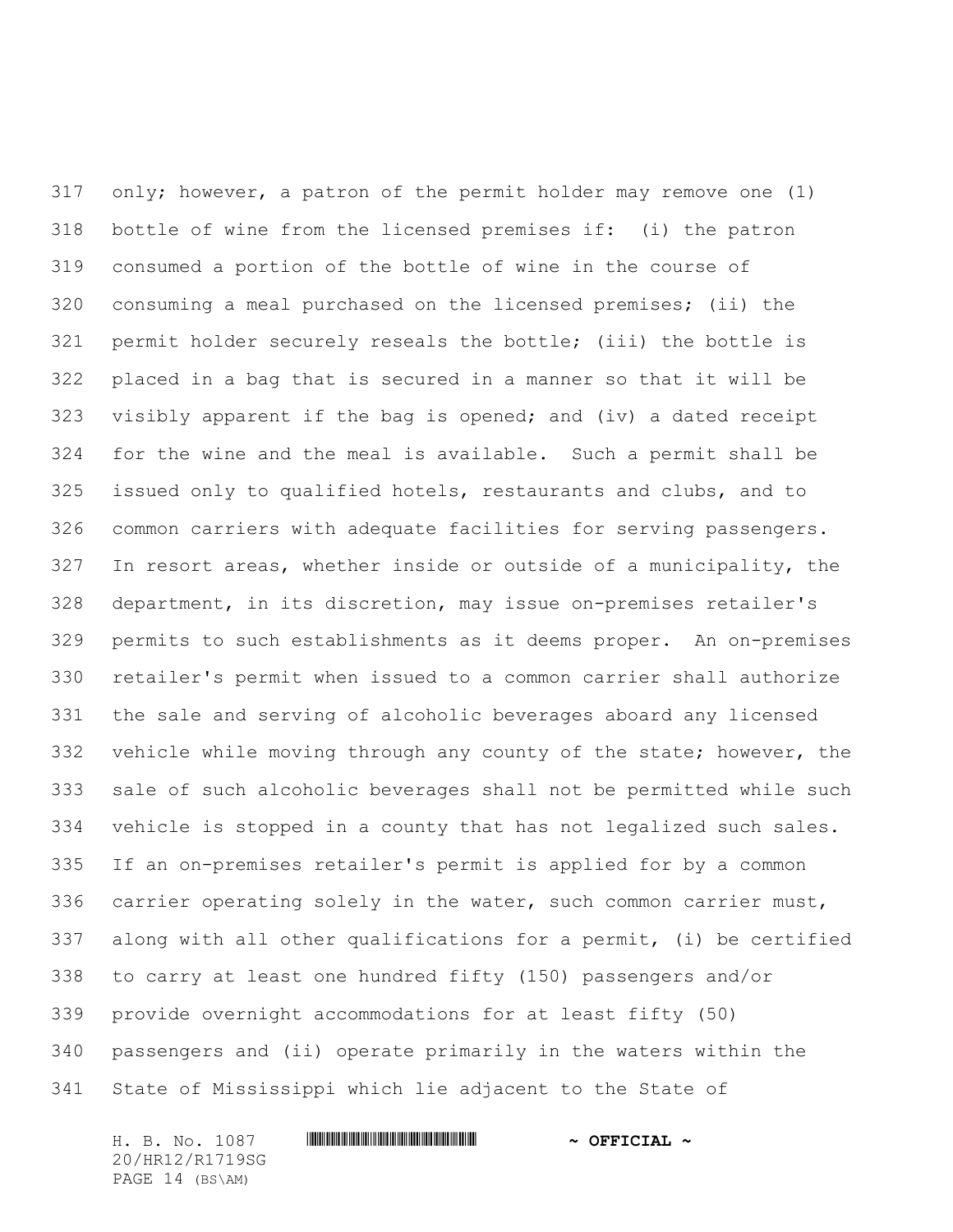only; however, a patron of the permit holder may remove one (1) bottle of wine from the licensed premises if: (i) the patron consumed a portion of the bottle of wine in the course of consuming a meal purchased on the licensed premises; (ii) the permit holder securely reseals the bottle; (iii) the bottle is placed in a bag that is secured in a manner so that it will be visibly apparent if the bag is opened; and (iv) a dated receipt for the wine and the meal is available. Such a permit shall be issued only to qualified hotels, restaurants and clubs, and to common carriers with adequate facilities for serving passengers. In resort areas, whether inside or outside of a municipality, the department, in its discretion, may issue on-premises retailer's permits to such establishments as it deems proper. An on-premises retailer's permit when issued to a common carrier shall authorize the sale and serving of alcoholic beverages aboard any licensed vehicle while moving through any county of the state; however, the sale of such alcoholic beverages shall not be permitted while such vehicle is stopped in a county that has not legalized such sales. If an on-premises retailer's permit is applied for by a common carrier operating solely in the water, such common carrier must, along with all other qualifications for a permit, (i) be certified to carry at least one hundred fifty (150) passengers and/or provide overnight accommodations for at least fifty (50) passengers and (ii) operate primarily in the waters within the State of Mississippi which lie adjacent to the State of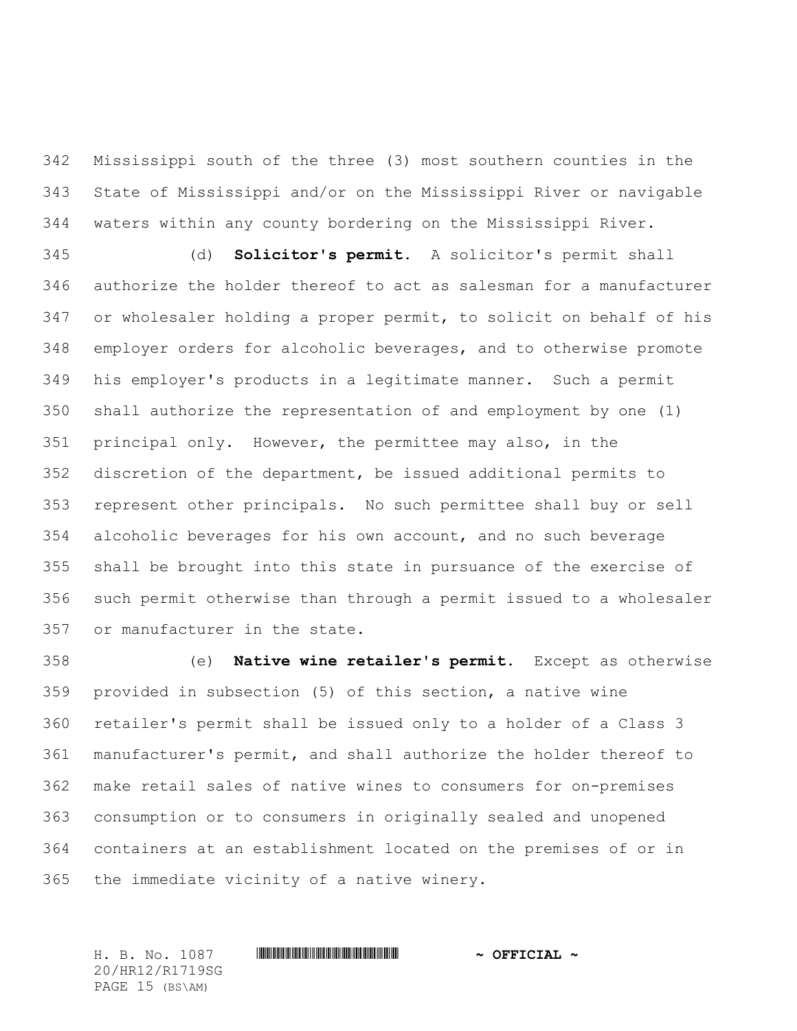Mississippi south of the three (3) most southern counties in the State of Mississippi and/or on the Mississippi River or navigable waters within any county bordering on the Mississippi River.

(d) **Solicitor's permit.** A solicitor's permit shall authorize the holder thereof to act as salesman for a manufacturer or wholesaler holding a proper permit, to solicit on behalf of his employer orders for alcoholic beverages, and to otherwise promote his employer's products in a legitimate manner. Such a permit shall authorize the representation of and employment by one (1) principal only. However, the permittee may also, in the discretion of the department, be issued additional permits to represent other principals. No such permittee shall buy or sell alcoholic beverages for his own account, and no such beverage shall be brought into this state in pursuance of the exercise of such permit otherwise than through a permit issued to a wholesaler or manufacturer in the state.

(e) **Native wine retailer's permit.** Except as otherwise provided in subsection (5) of this section, a native wine retailer's permit shall be issued only to a holder of a Class 3 manufacturer's permit, and shall authorize the holder thereof to make retail sales of native wines to consumers for on-premises consumption or to consumers in originally sealed and unopened containers at an establishment located on the premises of or in the immediate vicinity of a native winery.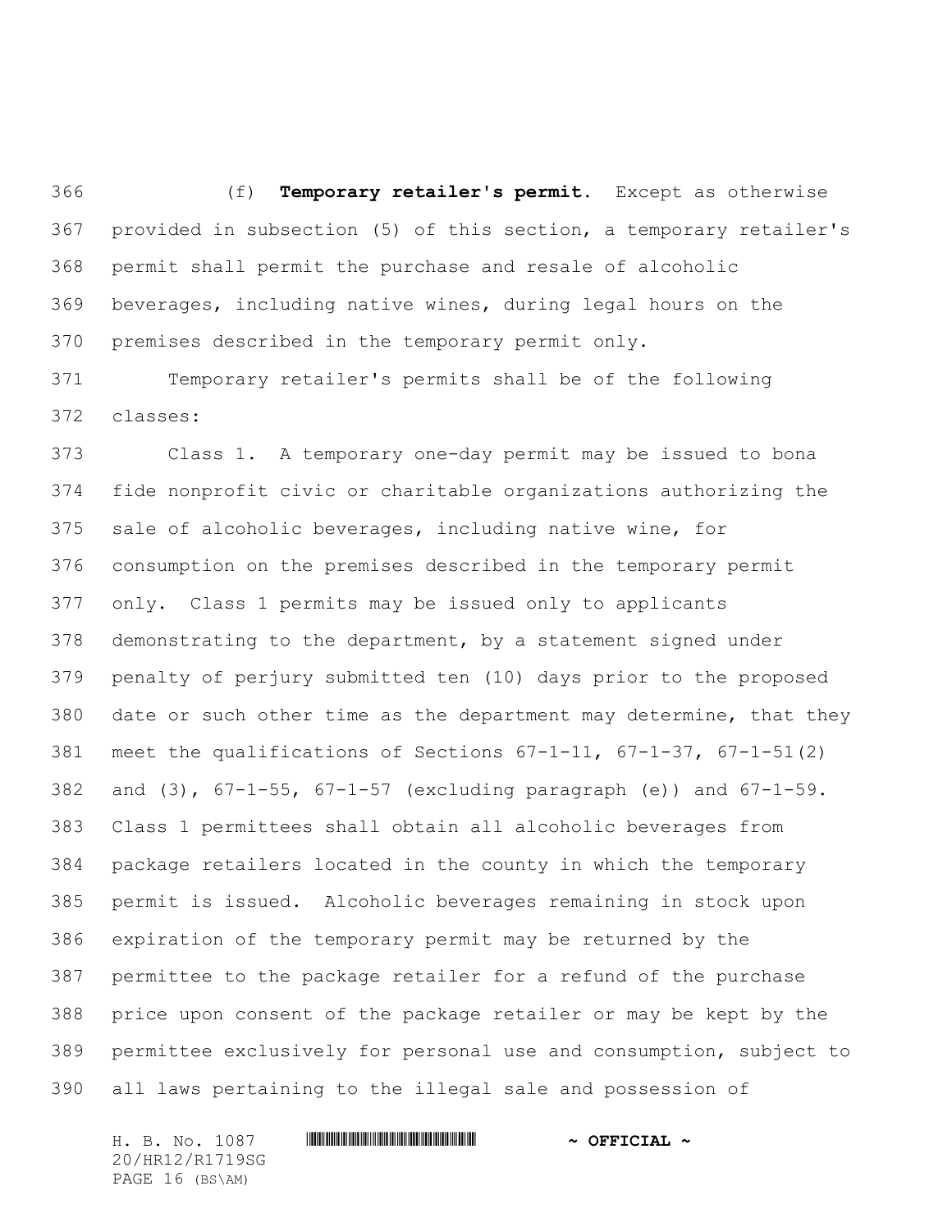(f) **Temporary retailer's permit.** Except as otherwise provided in subsection (5) of this section, a temporary retailer's permit shall permit the purchase and resale of alcoholic beverages, including native wines, during legal hours on the premises described in the temporary permit only.

Temporary retailer's permits shall be of the following classes:

Class 1. A temporary one-day permit may be issued to bona fide nonprofit civic or charitable organizations authorizing the sale of alcoholic beverages, including native wine, for consumption on the premises described in the temporary permit only. Class 1 permits may be issued only to applicants demonstrating to the department, by a statement signed under penalty of perjury submitted ten (10) days prior to the proposed date or such other time as the department may determine, that they meet the qualifications of Sections 67-1-11, 67-1-37, 67-1-51(2) and (3), 67-1-55, 67-1-57 (excluding paragraph (e)) and 67-1-59. Class 1 permittees shall obtain all alcoholic beverages from package retailers located in the county in which the temporary permit is issued. Alcoholic beverages remaining in stock upon expiration of the temporary permit may be returned by the permittee to the package retailer for a refund of the purchase price upon consent of the package retailer or may be kept by the permittee exclusively for personal use and consumption, subject to all laws pertaining to the illegal sale and possession of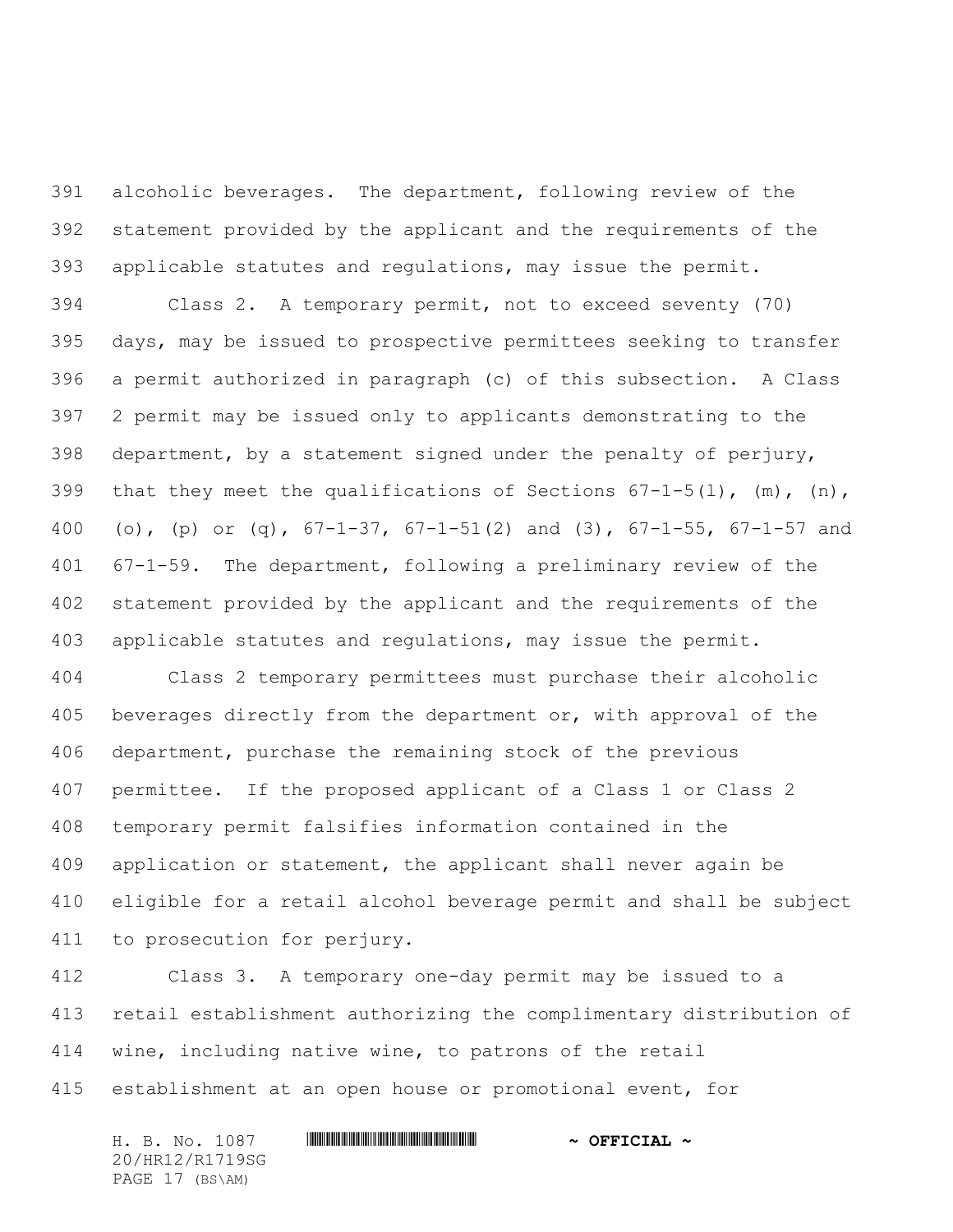alcoholic beverages. The department, following review of the statement provided by the applicant and the requirements of the applicable statutes and regulations, may issue the permit.

Class 2. A temporary permit, not to exceed seventy (70) days, may be issued to prospective permittees seeking to transfer a permit authorized in paragraph (c) of this subsection. A Class 2 permit may be issued only to applicants demonstrating to the department, by a statement signed under the penalty of perjury, that they meet the qualifications of Sections 67-1-5(l), (m), (n), (o), (p) or (q), 67-1-37, 67-1-51(2) and (3), 67-1-55, 67-1-57 and 67-1-59. The department, following a preliminary review of the statement provided by the applicant and the requirements of the applicable statutes and regulations, may issue the permit.

Class 2 temporary permittees must purchase their alcoholic beverages directly from the department or, with approval of the department, purchase the remaining stock of the previous permittee. If the proposed applicant of a Class 1 or Class 2 temporary permit falsifies information contained in the application or statement, the applicant shall never again be eligible for a retail alcohol beverage permit and shall be subject to prosecution for perjury.

Class 3. A temporary one-day permit may be issued to a retail establishment authorizing the complimentary distribution of wine, including native wine, to patrons of the retail establishment at an open house or promotional event, for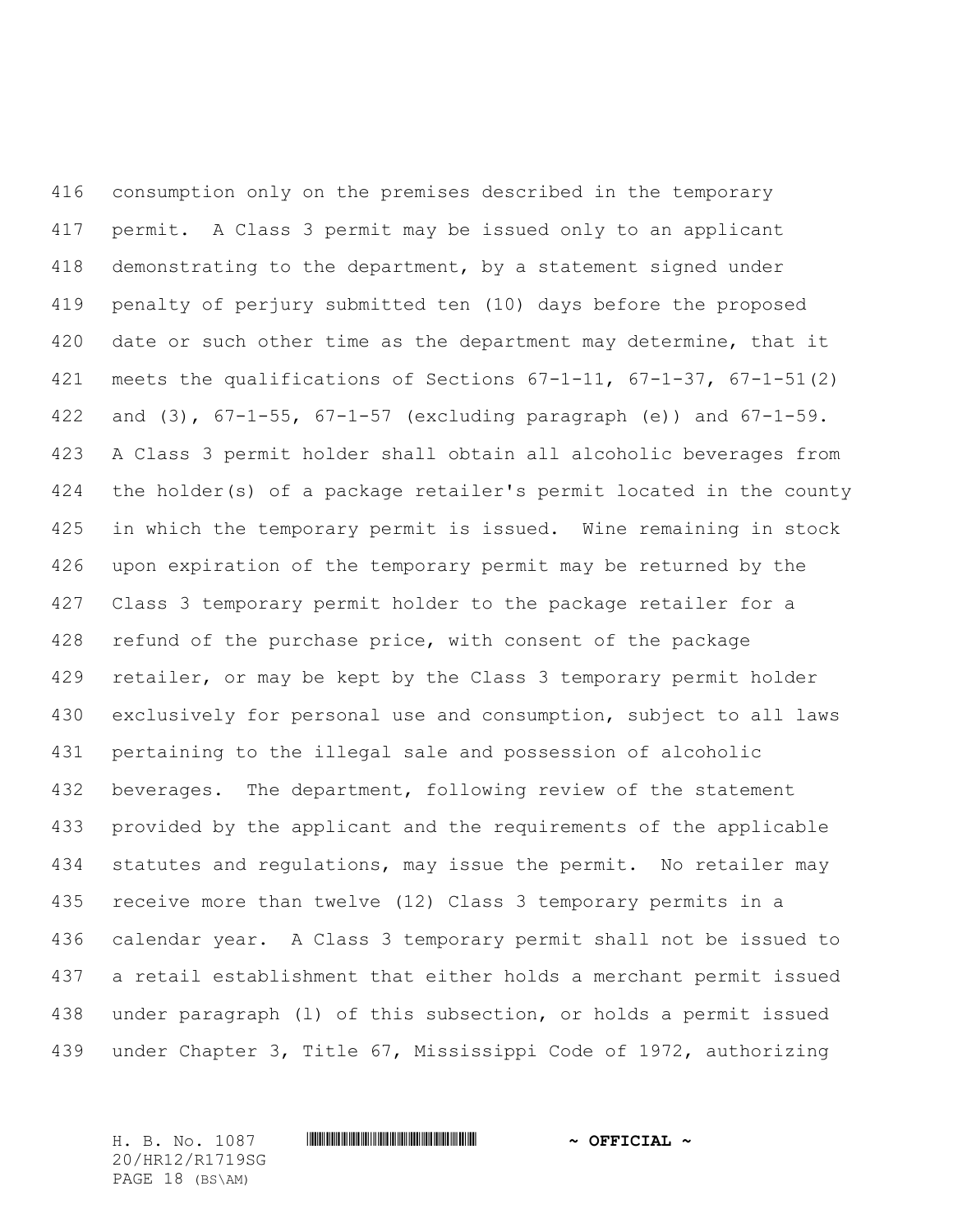consumption only on the premises described in the temporary permit. A Class 3 permit may be issued only to an applicant demonstrating to the department, by a statement signed under penalty of perjury submitted ten (10) days before the proposed date or such other time as the department may determine, that it meets the qualifications of Sections 67-1-11, 67-1-37, 67-1-51(2) and (3), 67-1-55, 67-1-57 (excluding paragraph (e)) and 67-1-59. A Class 3 permit holder shall obtain all alcoholic beverages from the holder(s) of a package retailer's permit located in the county in which the temporary permit is issued. Wine remaining in stock upon expiration of the temporary permit may be returned by the Class 3 temporary permit holder to the package retailer for a refund of the purchase price, with consent of the package retailer, or may be kept by the Class 3 temporary permit holder exclusively for personal use and consumption, subject to all laws pertaining to the illegal sale and possession of alcoholic beverages. The department, following review of the statement provided by the applicant and the requirements of the applicable statutes and regulations, may issue the permit. No retailer may receive more than twelve (12) Class 3 temporary permits in a calendar year. A Class 3 temporary permit shall not be issued to a retail establishment that either holds a merchant permit issued under paragraph (l) of this subsection, or holds a permit issued under Chapter 3, Title 67, Mississippi Code of 1972, authorizing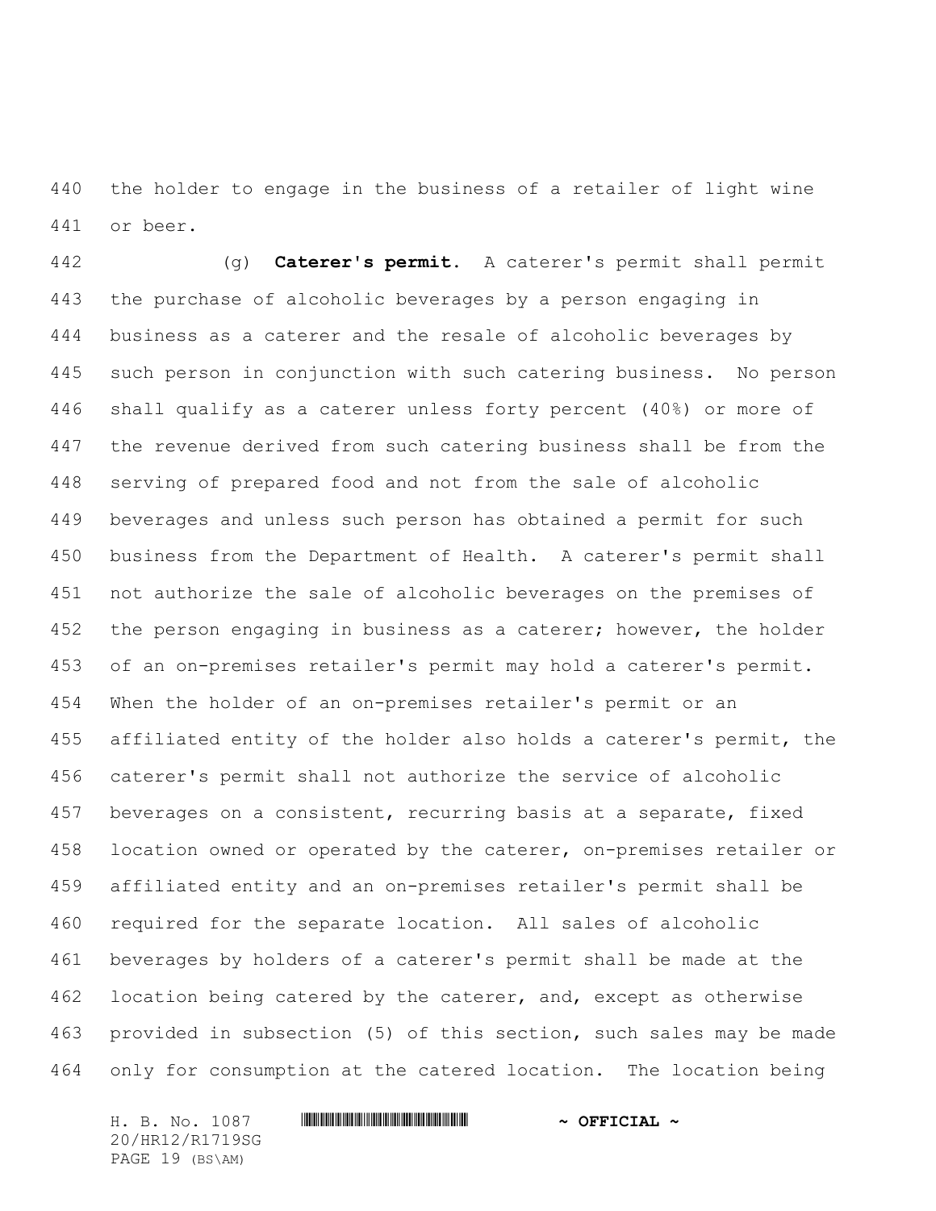the holder to engage in the business of a retailer of light wine or beer.

(g) **Caterer's permit.** A caterer's permit shall permit the purchase of alcoholic beverages by a person engaging in business as a caterer and the resale of alcoholic beverages by such person in conjunction with such catering business. No person shall qualify as a caterer unless forty percent (40%) or more of the revenue derived from such catering business shall be from the serving of prepared food and not from the sale of alcoholic beverages and unless such person has obtained a permit for such business from the Department of Health. A caterer's permit shall not authorize the sale of alcoholic beverages on the premises of the person engaging in business as a caterer; however, the holder of an on-premises retailer's permit may hold a caterer's permit. When the holder of an on-premises retailer's permit or an affiliated entity of the holder also holds a caterer's permit, the caterer's permit shall not authorize the service of alcoholic beverages on a consistent, recurring basis at a separate, fixed location owned or operated by the caterer, on-premises retailer or affiliated entity and an on-premises retailer's permit shall be required for the separate location. All sales of alcoholic beverages by holders of a caterer's permit shall be made at the location being catered by the caterer, and, except as otherwise provided in subsection (5) of this section, such sales may be made only for consumption at the catered location. The location being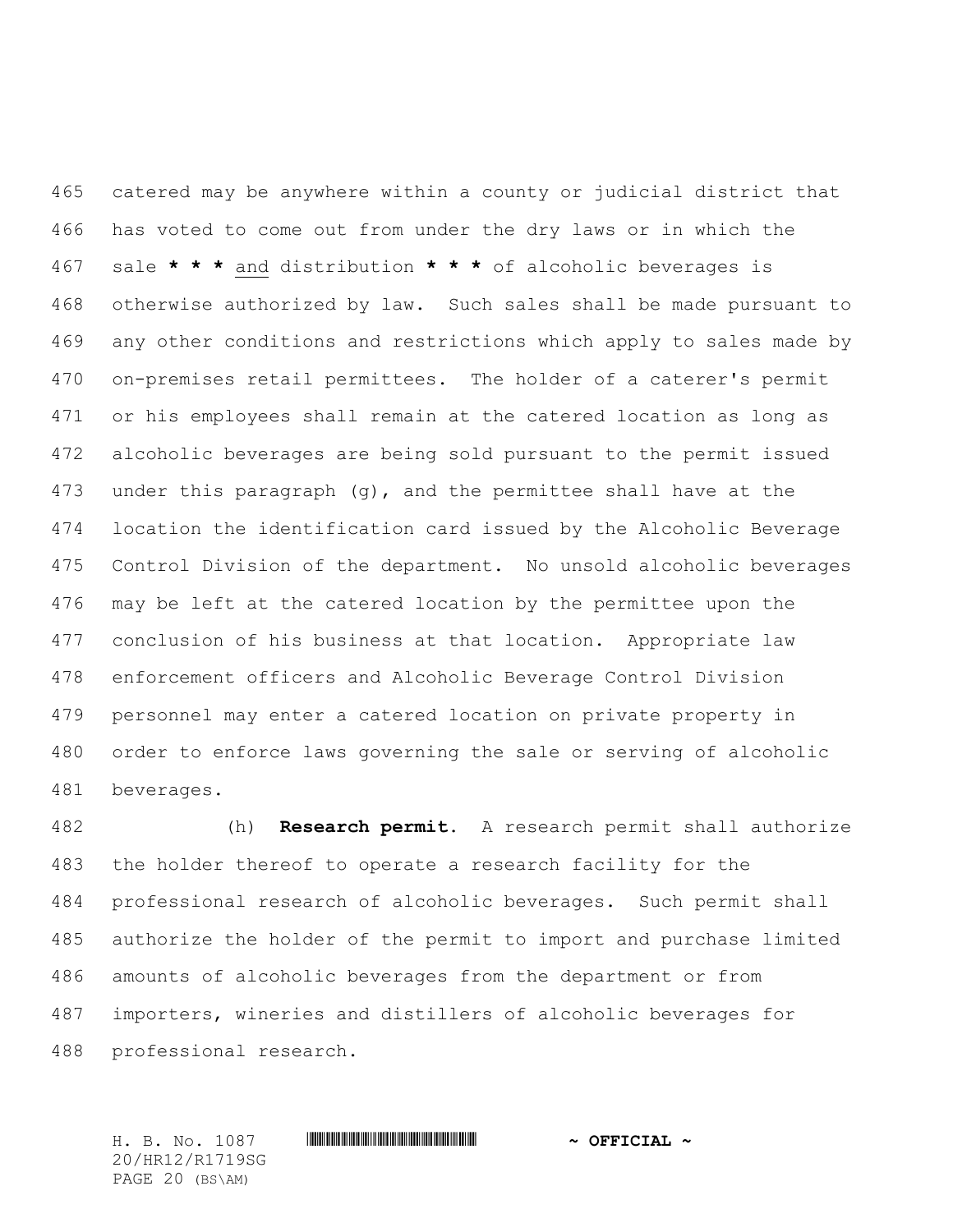catered may be anywhere within a county or judicial district that has voted to come out from under the dry laws or in which the sale **\* \* \*** <u>and</u> distribution **\* \* \*** of alcoholic beverages is otherwise authorized by law. Such sales shall be made pursuant to any other conditions and restrictions which apply to sales made by on-premises retail permittees. The holder of a caterer's permit or his employees shall remain at the catered location as long as alcoholic beverages are being sold pursuant to the permit issued under this paragraph (g), and the permittee shall have at the location the identification card issued by the Alcoholic Beverage Control Division of the department. No unsold alcoholic beverages may be left at the catered location by the permittee upon the conclusion of his business at that location. Appropriate law enforcement officers and Alcoholic Beverage Control Division personnel may enter a catered location on private property in order to enforce laws governing the sale or serving of alcoholic beverages.

(h) **Research permit.** A research permit shall authorize the holder thereof to operate a research facility for the professional research of alcoholic beverages. Such permit shall authorize the holder of the permit to import and purchase limited amounts of alcoholic beverages from the department or from importers, wineries and distillers of alcoholic beverages for professional research.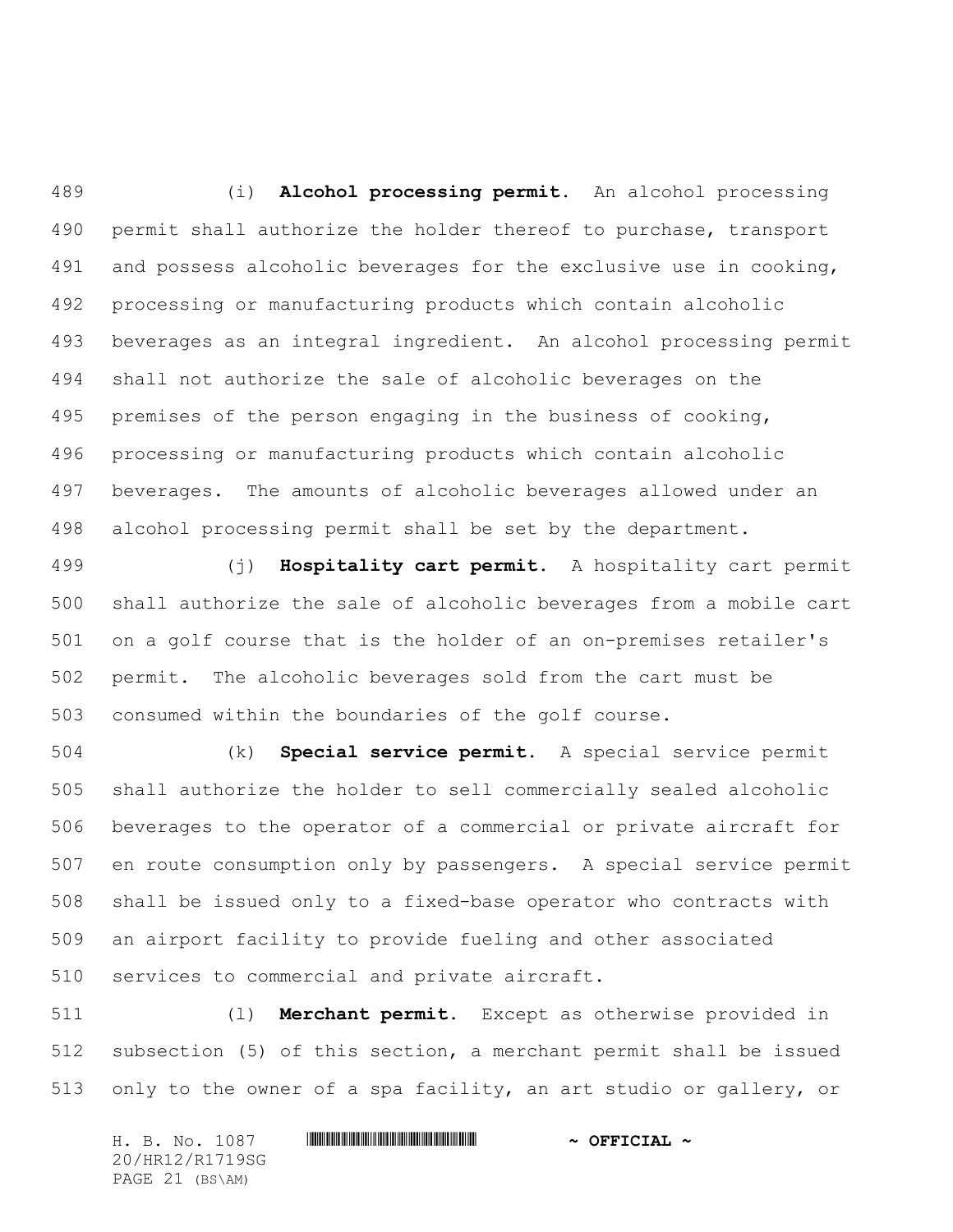(i) **Alcohol processing permit.** An alcohol processing permit shall authorize the holder thereof to purchase, transport and possess alcoholic beverages for the exclusive use in cooking, processing or manufacturing products which contain alcoholic beverages as an integral ingredient. An alcohol processing permit shall not authorize the sale of alcoholic beverages on the premises of the person engaging in the business of cooking, processing or manufacturing products which contain alcoholic beverages. The amounts of alcoholic beverages allowed under an alcohol processing permit shall be set by the department.

(j) **Hospitality cart permit.** A hospitality cart permit shall authorize the sale of alcoholic beverages from a mobile cart on a golf course that is the holder of an on-premises retailer's permit. The alcoholic beverages sold from the cart must be consumed within the boundaries of the golf course.

(k) **Special service permit.** A special service permit shall authorize the holder to sell commercially sealed alcoholic beverages to the operator of a commercial or private aircraft for en route consumption only by passengers. A special service permit shall be issued only to a fixed-base operator who contracts with an airport facility to provide fueling and other associated services to commercial and private aircraft.

(l) **Merchant permit.** Except as otherwise provided in subsection (5) of this section, a merchant permit shall be issued only to the owner of a spa facility, an art studio or gallery, or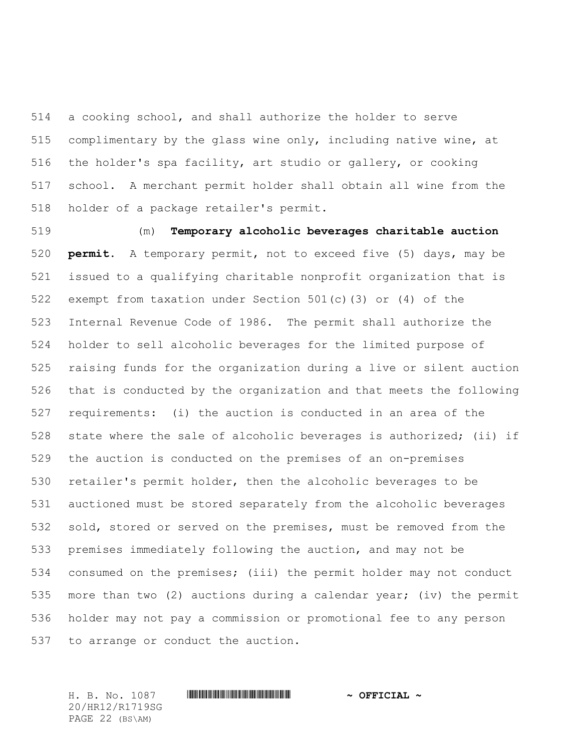a cooking school, and shall authorize the holder to serve complimentary by the glass wine only, including native wine, at the holder's spa facility, art studio or gallery, or cooking school. A merchant permit holder shall obtain all wine from the holder of a package retailer's permit.

(m) **Temporary alcoholic beverages charitable auction permit.** A temporary permit, not to exceed five (5) days, may be issued to a qualifying charitable nonprofit organization that is exempt from taxation under Section 501(c)(3) or (4) of the Internal Revenue Code of 1986. The permit shall authorize the holder to sell alcoholic beverages for the limited purpose of raising funds for the organization during a live or silent auction that is conducted by the organization and that meets the following requirements: (i) the auction is conducted in an area of the state where the sale of alcoholic beverages is authorized; (ii) if the auction is conducted on the premises of an on-premises retailer's permit holder, then the alcoholic beverages to be auctioned must be stored separately from the alcoholic beverages sold, stored or served on the premises, must be removed from the premises immediately following the auction, and may not be consumed on the premises; (iii) the permit holder may not conduct more than two (2) auctions during a calendar year; (iv) the permit holder may not pay a commission or promotional fee to any person to arrange or conduct the auction.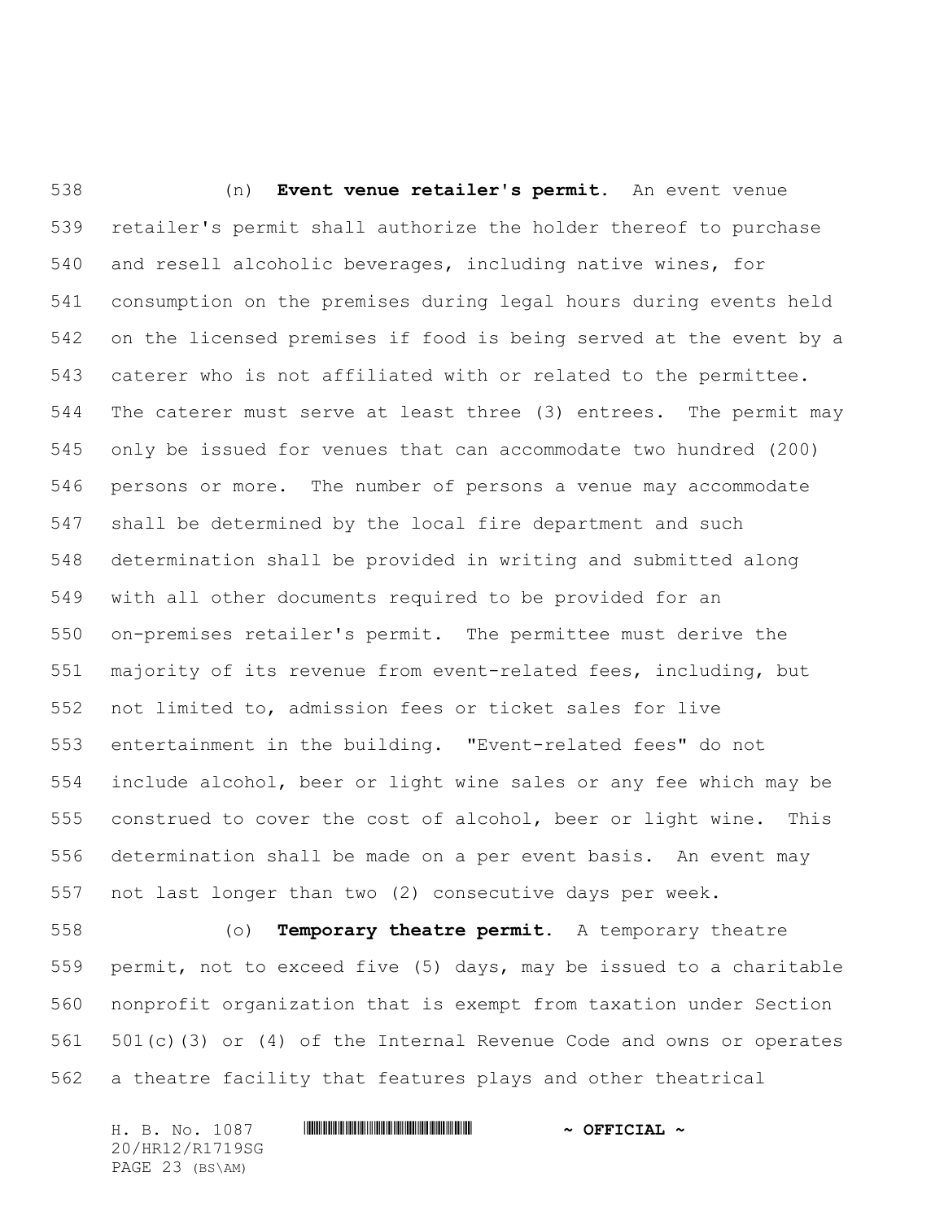(n) **Event venue retailer's permit.** An event venue retailer's permit shall authorize the holder thereof to purchase and resell alcoholic beverages, including native wines, for consumption on the premises during legal hours during events held on the licensed premises if food is being served at the event by a caterer who is not affiliated with or related to the permittee. The caterer must serve at least three (3) entrees. The permit may only be issued for venues that can accommodate two hundred (200) persons or more. The number of persons a venue may accommodate shall be determined by the local fire department and such determination shall be provided in writing and submitted along with all other documents required to be provided for an on-premises retailer's permit. The permittee must derive the majority of its revenue from event-related fees, including, but not limited to, admission fees or ticket sales for live entertainment in the building. "Event-related fees" do not include alcohol, beer or light wine sales or any fee which may be construed to cover the cost of alcohol, beer or light wine. This determination shall be made on a per event basis. An event may not last longer than two (2) consecutive days per week.

(o) **Temporary theatre permit.** A temporary theatre permit, not to exceed five (5) days, may be issued to a charitable nonprofit organization that is exempt from taxation under Section 501(c)(3) or (4) of the Internal Revenue Code and owns or operates a theatre facility that features plays and other theatrical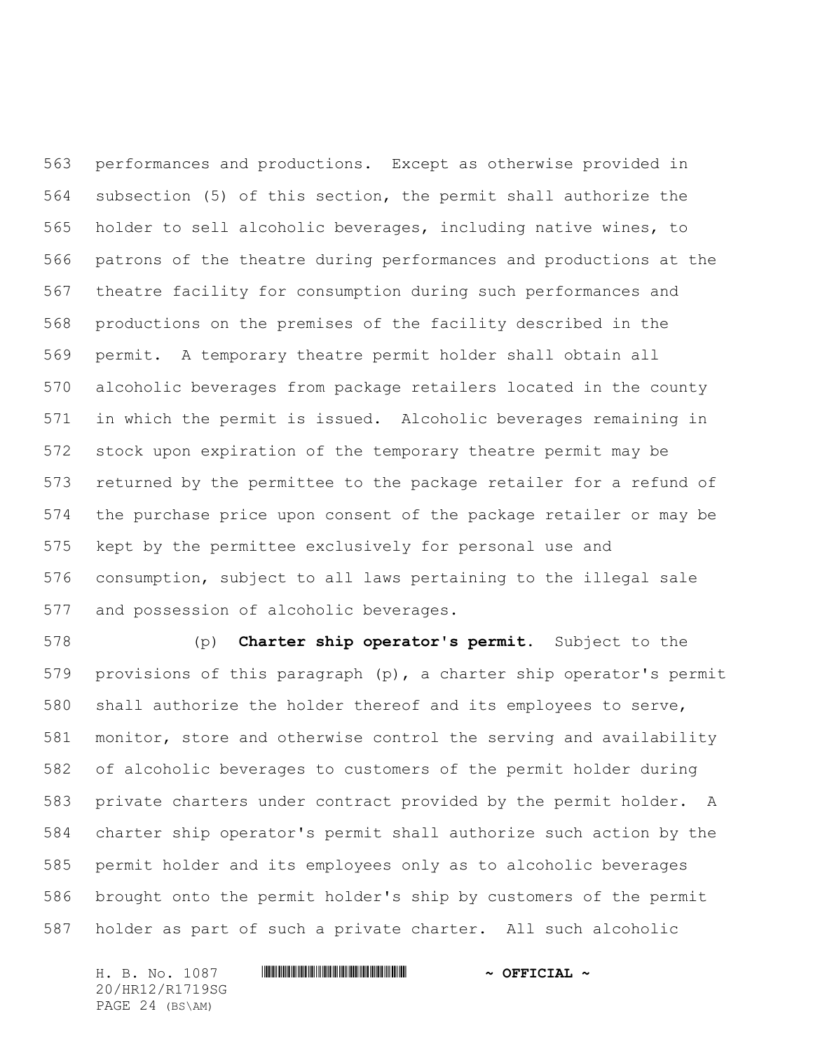performances and productions. Except as otherwise provided in subsection (5) of this section, the permit shall authorize the holder to sell alcoholic beverages, including native wines, to patrons of the theatre during performances and productions at the theatre facility for consumption during such performances and productions on the premises of the facility described in the permit. A temporary theatre permit holder shall obtain all alcoholic beverages from package retailers located in the county in which the permit is issued. Alcoholic beverages remaining in stock upon expiration of the temporary theatre permit may be returned by the permittee to the package retailer for a refund of the purchase price upon consent of the package retailer or may be kept by the permittee exclusively for personal use and consumption, subject to all laws pertaining to the illegal sale and possession of alcoholic beverages.

(p) **Charter ship operator's permit.** Subject to the provisions of this paragraph (p), a charter ship operator's permit shall authorize the holder thereof and its employees to serve, monitor, store and otherwise control the serving and availability of alcoholic beverages to customers of the permit holder during private charters under contract provided by the permit holder. A charter ship operator's permit shall authorize such action by the permit holder and its employees only as to alcoholic beverages brought onto the permit holder's ship by customers of the permit holder as part of such a private charter. All such alcoholic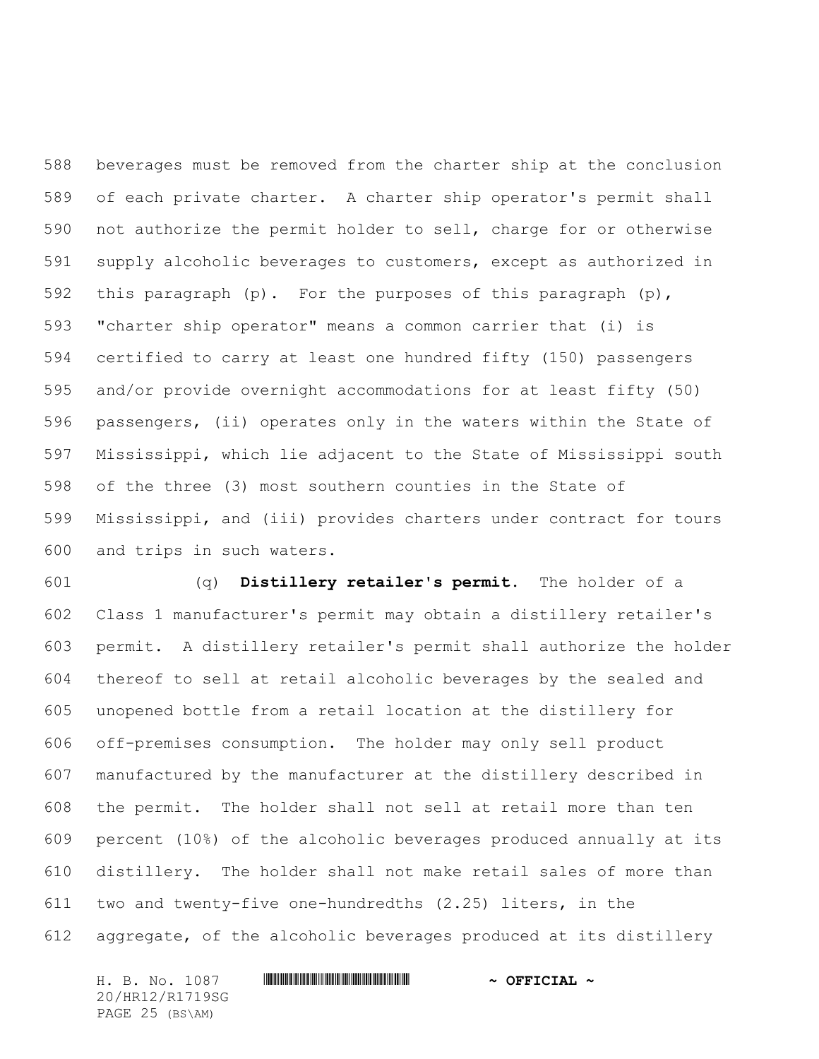beverages must be removed from the charter ship at the conclusion of each private charter. A charter ship operator's permit shall not authorize the permit holder to sell, charge for or otherwise supply alcoholic beverages to customers, except as authorized in this paragraph (p). For the purposes of this paragraph (p), "charter ship operator" means a common carrier that (i) is certified to carry at least one hundred fifty (150) passengers and/or provide overnight accommodations for at least fifty (50) passengers, (ii) operates only in the waters within the State of Mississippi, which lie adjacent to the State of Mississippi south of the three (3) most southern counties in the State of Mississippi, and (iii) provides charters under contract for tours and trips in such waters.

(q) **Distillery retailer's permit.** The holder of a Class 1 manufacturer's permit may obtain a distillery retailer's permit. A distillery retailer's permit shall authorize the holder thereof to sell at retail alcoholic beverages by the sealed and unopened bottle from a retail location at the distillery for off-premises consumption. The holder may only sell product manufactured by the manufacturer at the distillery described in the permit. The holder shall not sell at retail more than ten percent (10%) of the alcoholic beverages produced annually at its distillery. The holder shall not make retail sales of more than two and twenty-five one-hundredths (2.25) liters, in the aggregate, of the alcoholic beverages produced at its distillery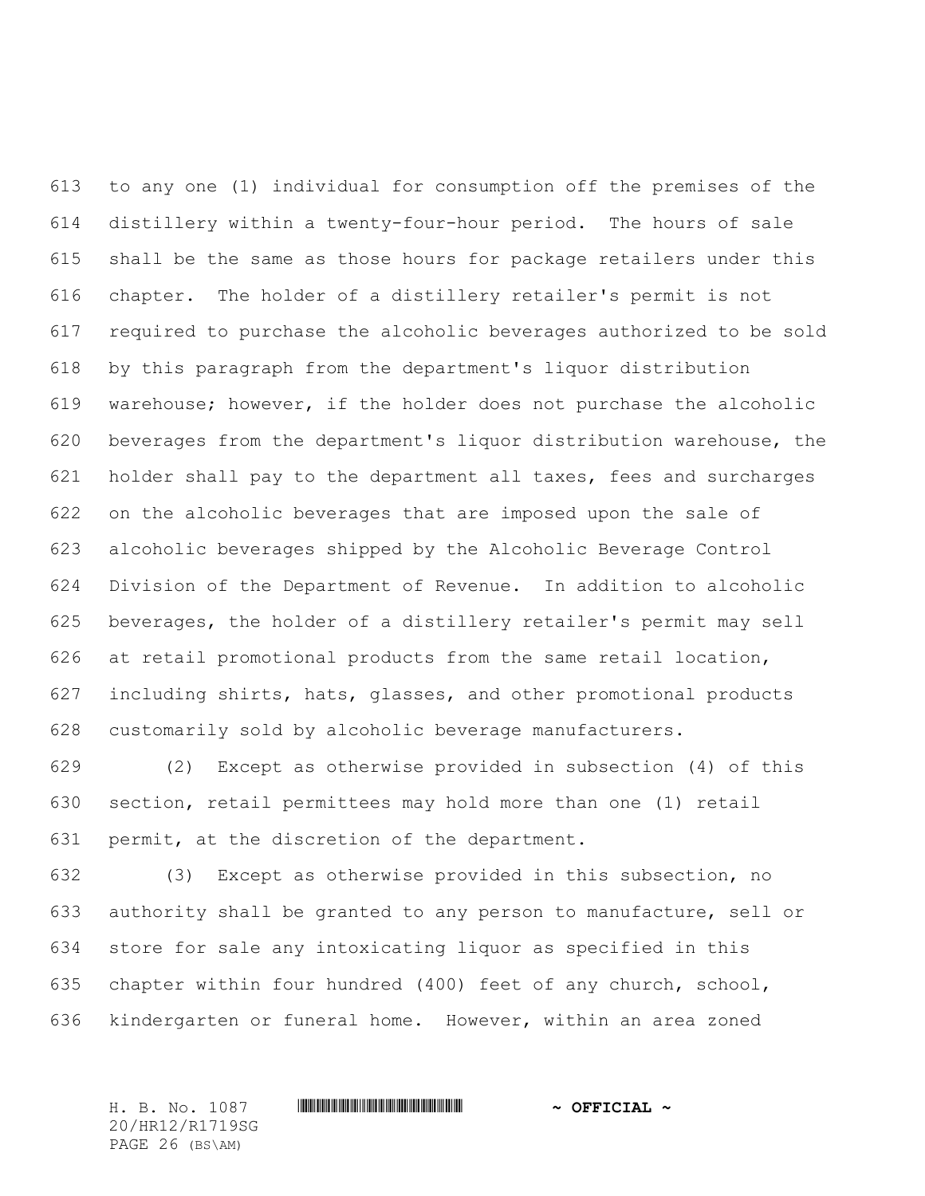to any one (1) individual for consumption off the premises of the distillery within a twenty-four-hour period. The hours of sale shall be the same as those hours for package retailers under this chapter. The holder of a distillery retailer's permit is not required to purchase the alcoholic beverages authorized to be sold by this paragraph from the department's liquor distribution warehouse; however, if the holder does not purchase the alcoholic beverages from the department's liquor distribution warehouse, the holder shall pay to the department all taxes, fees and surcharges on the alcoholic beverages that are imposed upon the sale of alcoholic beverages shipped by the Alcoholic Beverage Control Division of the Department of Revenue. In addition to alcoholic beverages, the holder of a distillery retailer's permit may sell at retail promotional products from the same retail location, including shirts, hats, glasses, and other promotional products customarily sold by alcoholic beverage manufacturers.

(2) Except as otherwise provided in subsection (4) of this section, retail permittees may hold more than one (1) retail permit, at the discretion of the department.

(3) Except as otherwise provided in this subsection, no authority shall be granted to any person to manufacture, sell or store for sale any intoxicating liquor as specified in this chapter within four hundred (400) feet of any church, school, kindergarten or funeral home. However, within an area zoned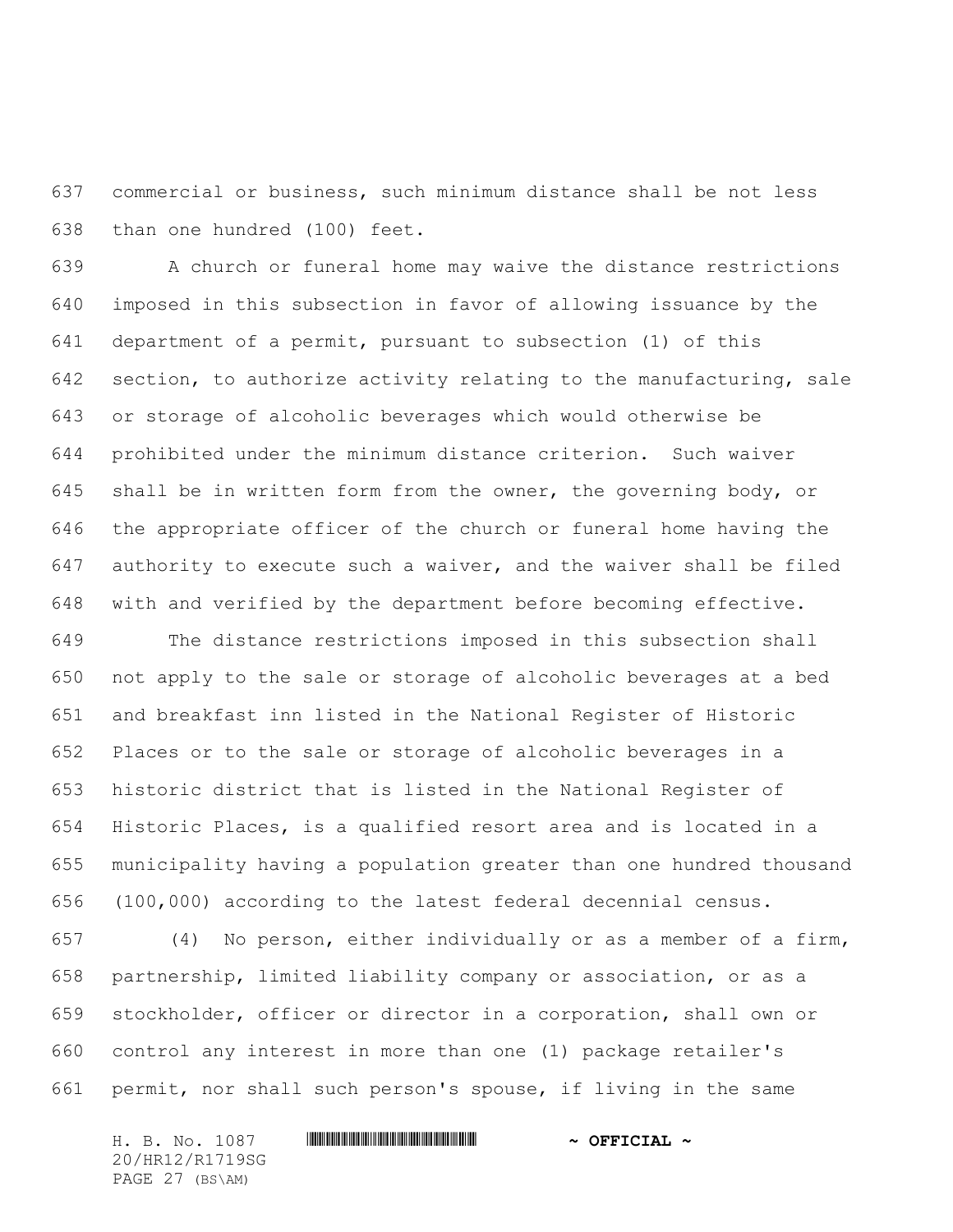commercial or business, such minimum distance shall be not less than one hundred (100) feet.

A church or funeral home may waive the distance restrictions imposed in this subsection in favor of allowing issuance by the department of a permit, pursuant to subsection (1) of this section, to authorize activity relating to the manufacturing, sale or storage of alcoholic beverages which would otherwise be prohibited under the minimum distance criterion. Such waiver shall be in written form from the owner, the governing body, or the appropriate officer of the church or funeral home having the authority to execute such a waiver, and the waiver shall be filed with and verified by the department before becoming effective.

The distance restrictions imposed in this subsection shall not apply to the sale or storage of alcoholic beverages at a bed and breakfast inn listed in the National Register of Historic Places or to the sale or storage of alcoholic beverages in a historic district that is listed in the National Register of Historic Places, is a qualified resort area and is located in a municipality having a population greater than one hundred thousand (100,000) according to the latest federal decennial census.

(4) No person, either individually or as a member of a firm, partnership, limited liability company or association, or as a stockholder, officer or director in a corporation, shall own or control any interest in more than one (1) package retailer's permit, nor shall such person's spouse, if living in the same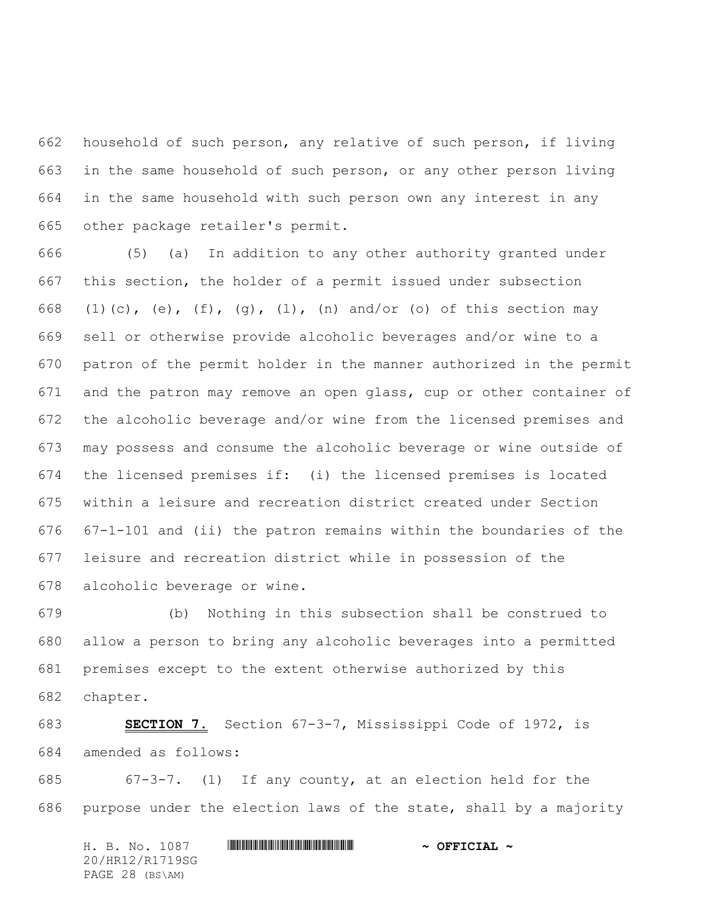household of such person, any relative of such person, if living in the same household of such person, or any other person living in the same household with such person own any interest in any other package retailer's permit.

(5) (a) In addition to any other authority granted under this section, the holder of a permit issued under subsection (1)(c), (e), (f), (g), (l), (n) and/or (o) of this section may sell or otherwise provide alcoholic beverages and/or wine to a patron of the permit holder in the manner authorized in the permit and the patron may remove an open glass, cup or other container of the alcoholic beverage and/or wine from the licensed premises and may possess and consume the alcoholic beverage or wine outside of the licensed premises if: (i) the licensed premises is located within a leisure and recreation district created under Section 67-1-101 and (ii) the patron remains within the boundaries of the leisure and recreation district while in possession of the alcoholic beverage or wine.

(b) Nothing in this subsection shall be construed to allow a person to bring any alcoholic beverages into a permitted premises except to the extent otherwise authorized by this chapter.

**SECTION 7.** Section 67-3-7, Mississippi Code of 1972, is amended as follows:

67-3-7. (1) If any county, at an election held for the purpose under the election laws of the state, shall by a majority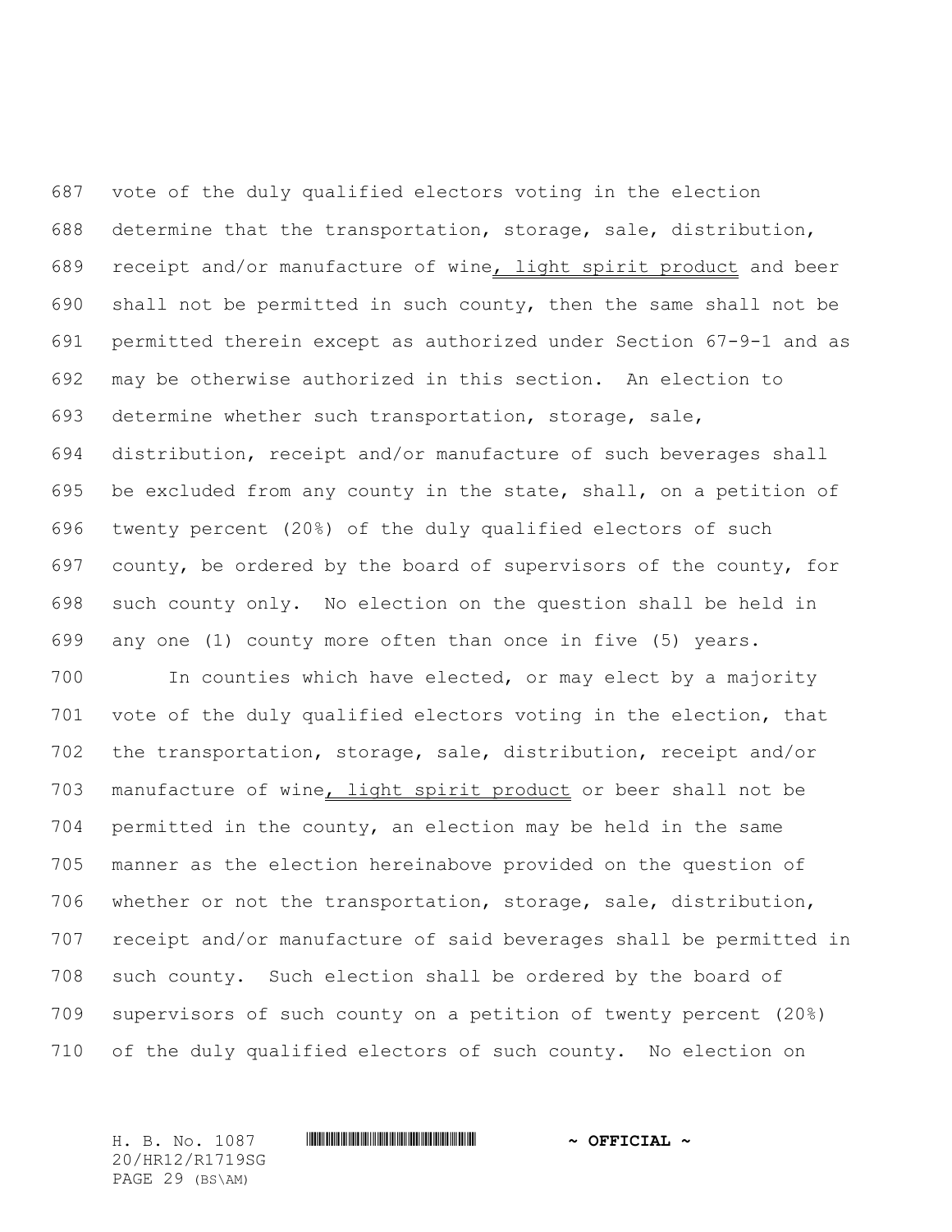vote of the duly qualified electors voting in the election determine that the transportation, storage, sale, distribution, receipt and/or manufacture of wine<u>, light spirit product</u> and beer shall not be permitted in such county, then the same shall not be permitted therein except as authorized under Section 67-9-1 and as may be otherwise authorized in this section. An election to determine whether such transportation, storage, sale, distribution, receipt and/or manufacture of such beverages shall be excluded from any county in the state, shall, on a petition of twenty percent (20%) of the duly qualified electors of such county, be ordered by the board of supervisors of the county, for such county only. No election on the question shall be held in any one (1) county more often than once in five (5) years.

In counties which have elected, or may elect by a majority vote of the duly qualified electors voting in the election, that the transportation, storage, sale, distribution, receipt and/or manufacture of wine<u>, light spirit product</u> or beer shall not be permitted in the county, an election may be held in the same manner as the election hereinabove provided on the question of whether or not the transportation, storage, sale, distribution, receipt and/or manufacture of said beverages shall be permitted in such county. Such election shall be ordered by the board of supervisors of such county on a petition of twenty percent (20%) of the duly qualified electors of such county. No election on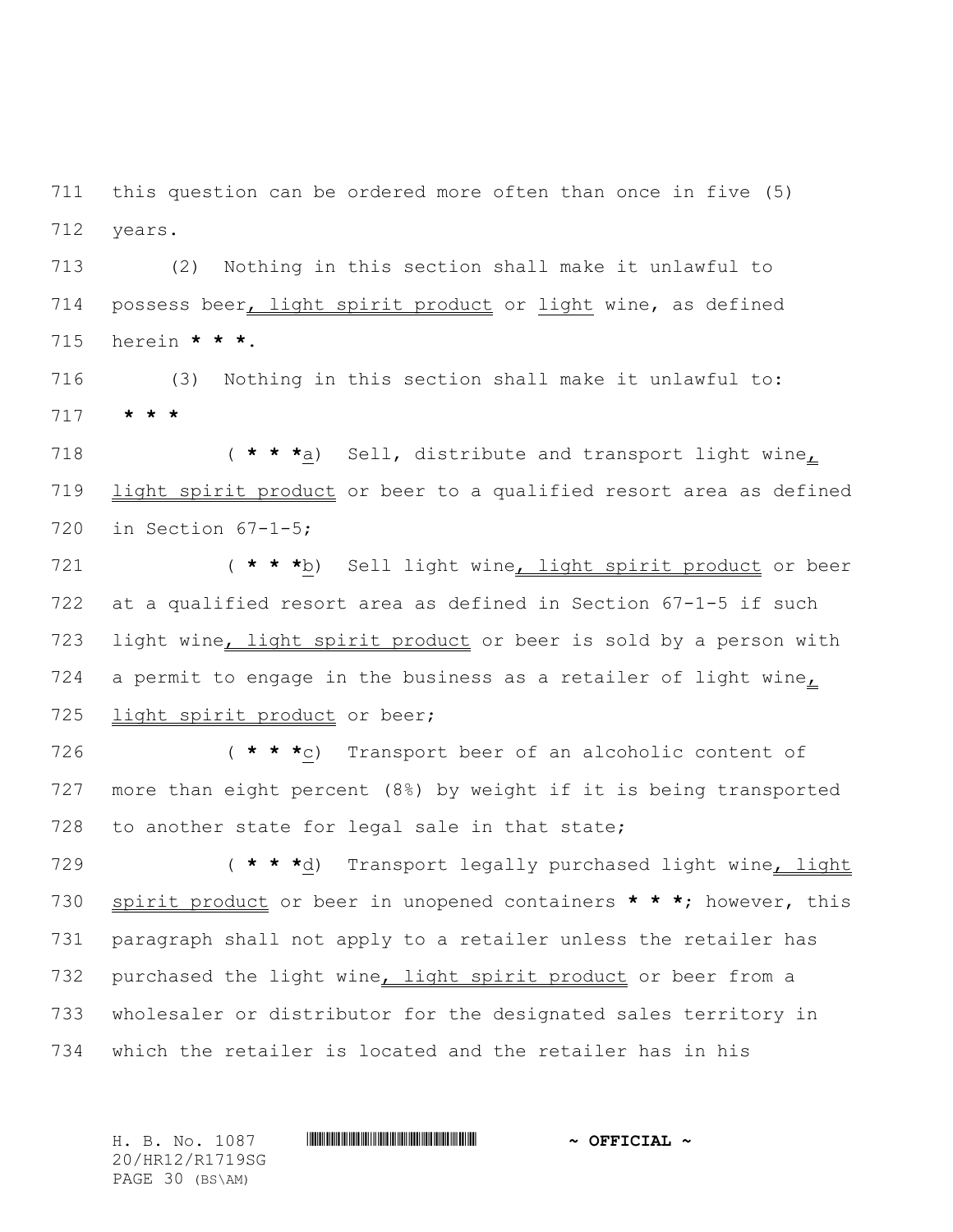this question can be ordered more often than once in five (5) years.

(2) Nothing in this section shall make it unlawful to possess beer, light spirit product or light wine, as defined herein * * *.

(3) Nothing in this section shall make it unlawful to:

* * *

( * * *a) Sell, distribute and transport light wine, light spirit product or beer to a qualified resort area as defined in Section 67-1-5;

( * * *b) Sell light wine, light spirit product or beer at a qualified resort area as defined in Section 67-1-5 if such light wine, light spirit product or beer is sold by a person with a permit to engage in the business as a retailer of light wine, light spirit product or beer;

( * * *c) Transport beer of an alcoholic content of more than eight percent (8%) by weight if it is being transported to another state for legal sale in that state;

( * * *d) Transport legally purchased light wine, light spirit product or beer in unopened containers * * *; however, this paragraph shall not apply to a retailer unless the retailer has purchased the light wine, light spirit product or beer from a wholesaler or distributor for the designated sales territory in which the retailer is located and the retailer has in his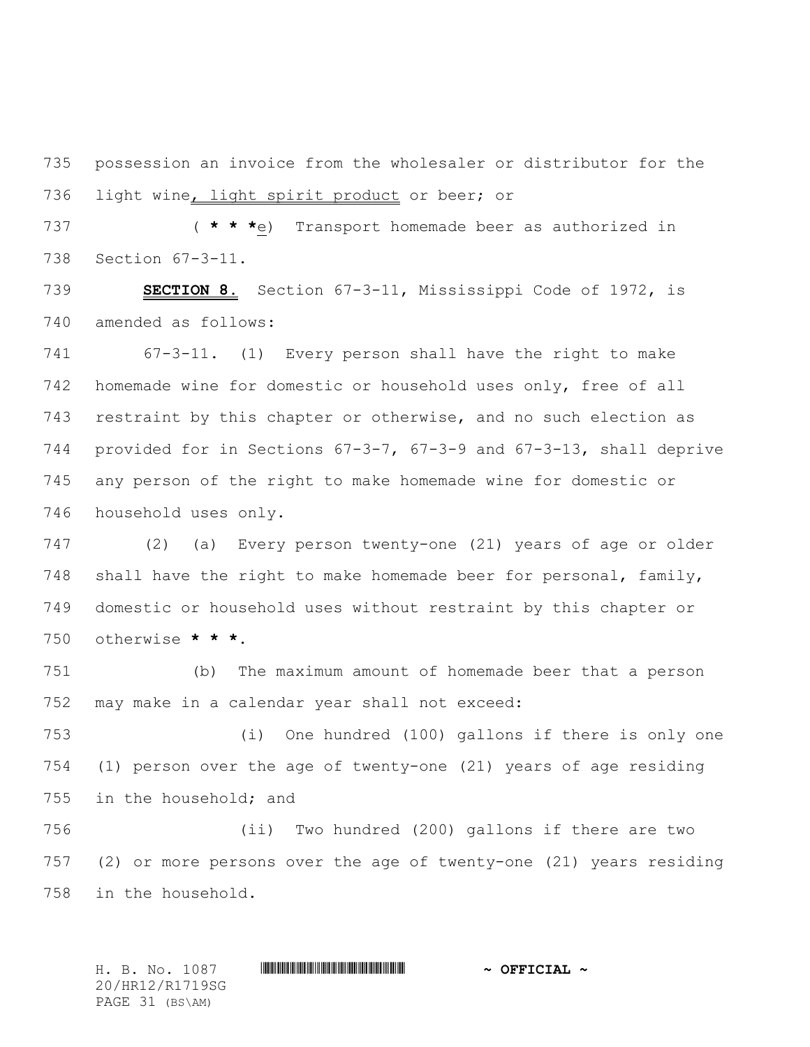possession an invoice from the wholesaler or distributor for the light wine, light spirit product or beer; or

(* * *e) Transport homemade beer as authorized in Section 67-3-11.

**SECTION 8.** Section 67-3-11, Mississippi Code of 1972, is amended as follows:

67-3-11. (1) Every person shall have the right to make homemade wine for domestic or household uses only, free of all restraint by this chapter or otherwise, and no such election as provided for in Sections 67-3-7, 67-3-9 and 67-3-13, shall deprive any person of the right to make homemade wine for domestic or household uses only.

(2) (a) Every person twenty-one (21) years of age or older shall have the right to make homemade beer for personal, family, domestic or household uses without restraint by this chapter or otherwise * * *.

(b) The maximum amount of homemade beer that a person may make in a calendar year shall not exceed:

(i) One hundred (100) gallons if there is only one (1) person over the age of twenty-one (21) years of age residing in the household; and

(ii) Two hundred (200) gallons if there are two (2) or more persons over the age of twenty-one (21) years residing in the household.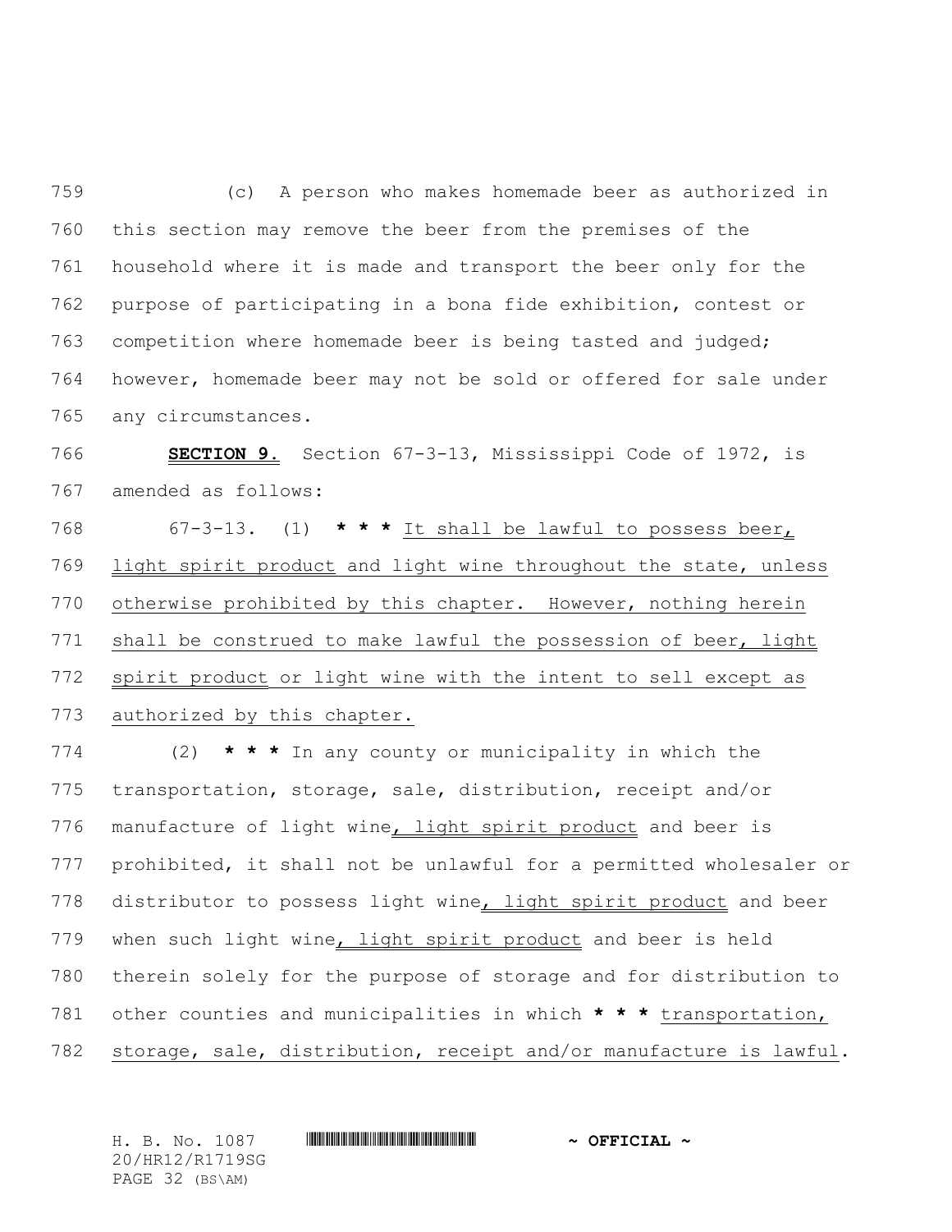(c) A person who makes homemade beer as authorized in this section may remove the beer from the premises of the household where it is made and transport the beer only for the purpose of participating in a bona fide exhibition, contest or competition where homemade beer is being tasted and judged; however, homemade beer may not be sold or offered for sale under any circumstances.

**SECTION 9.** Section 67-3-13, Mississippi Code of 1972, is amended as follows:

67-3-13. (1) *** It shall be lawful to possess beer, light spirit product and light wine throughout the state, unless otherwise prohibited by this chapter. However, nothing herein shall be construed to make lawful the possession of beer, light spirit product or light wine with the intent to sell except as authorized by this chapter.

(2) *** In any county or municipality in which the transportation, storage, sale, distribution, receipt and/or manufacture of light wine, light spirit product and beer is prohibited, it shall not be unlawful for a permitted wholesaler or distributor to possess light wine, light spirit product and beer when such light wine, light spirit product and beer is held therein solely for the purpose of storage and for distribution to other counties and municipalities in which *** transportation, storage, sale, distribution, receipt and/or manufacture is lawful.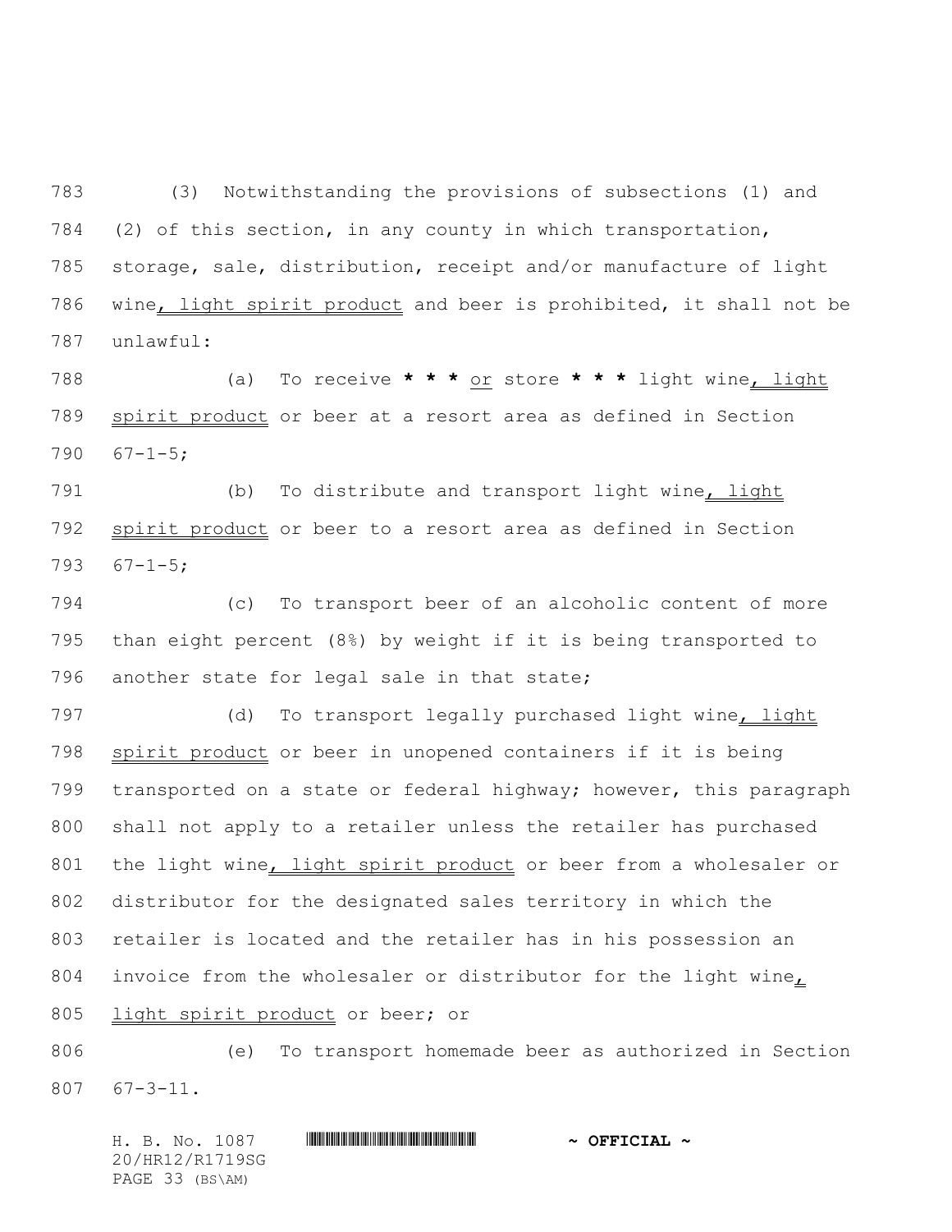(3) Notwithstanding the provisions of subsections (1) and (2) of this section, in any county in which transportation, storage, sale, distribution, receipt and/or manufacture of light wine, light spirit product and beer is prohibited, it shall not be unlawful:

(a) To receive * * * or store * * * light wine, light spirit product or beer at a resort area as defined in Section 67-1-5;

(b) To distribute and transport light wine, light spirit product or beer to a resort area as defined in Section 67-1-5;

(c) To transport beer of an alcoholic content of more than eight percent (8%) by weight if it is being transported to another state for legal sale in that state;

(d) To transport legally purchased light wine, light spirit product or beer in unopened containers if it is being transported on a state or federal highway; however, this paragraph shall not apply to a retailer unless the retailer has purchased the light wine, light spirit product or beer from a wholesaler or distributor for the designated sales territory in which the retailer is located and the retailer has in his possession an invoice from the wholesaler or distributor for the light wine, light spirit product or beer; or

(e) To transport homemade beer as authorized in Section 67-3-11.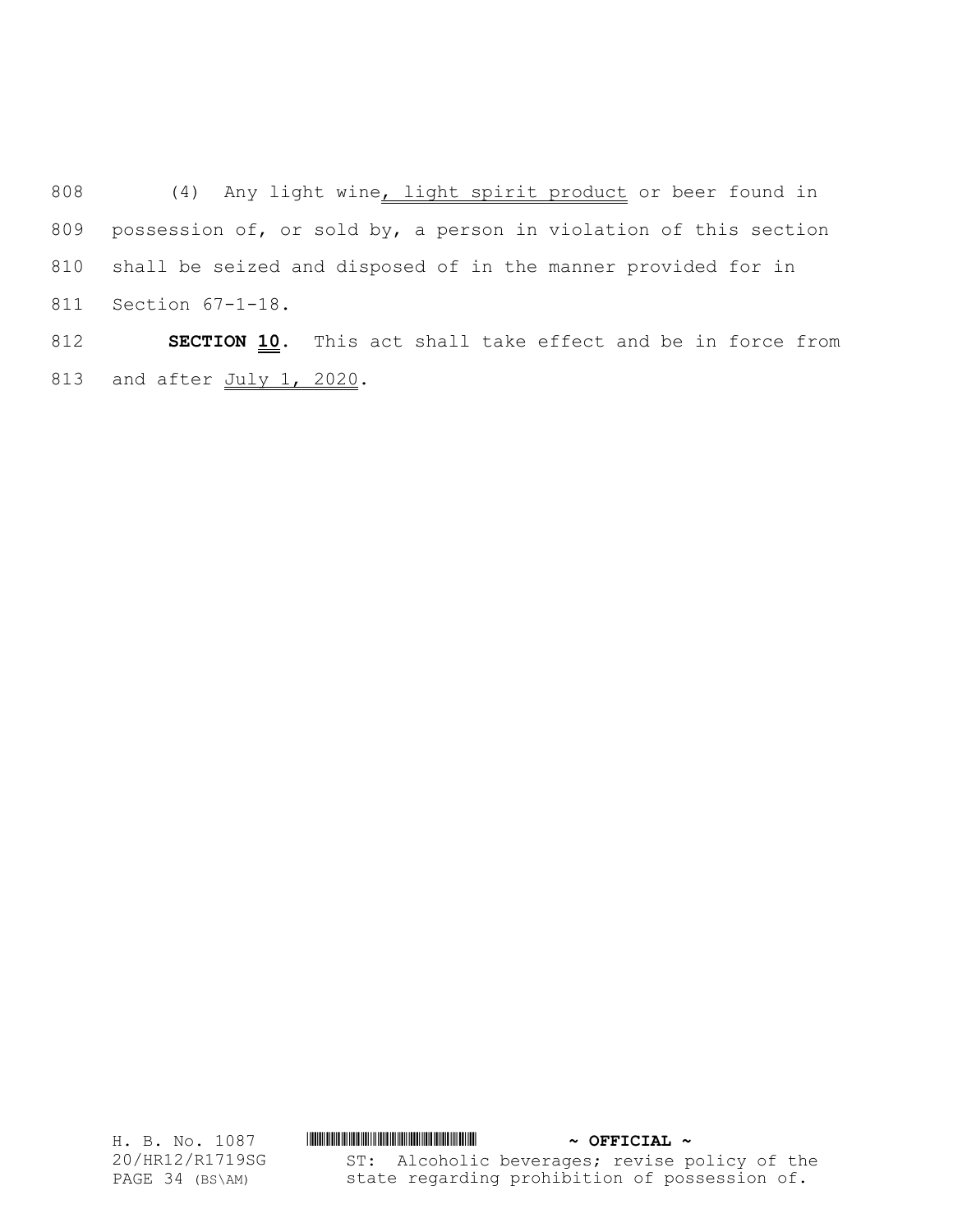808 (4) Any light wine, light spirit product or beer found in
809 possession of, or sold by, a person in violation of this section
810 shall be seized and disposed of in the manner provided for in
811 Section 67-1-18.

812 **SECTION 10.** This act shall take effect and be in force from
813 and after July 1, 2020.

H. B. No. 1087 ~ OFFICIAL ~
20/HR12/R1719SG
PAGE 34 (BS\AM)
ST: Alcoholic beverages; revise policy of the state regarding prohibition of possession of.